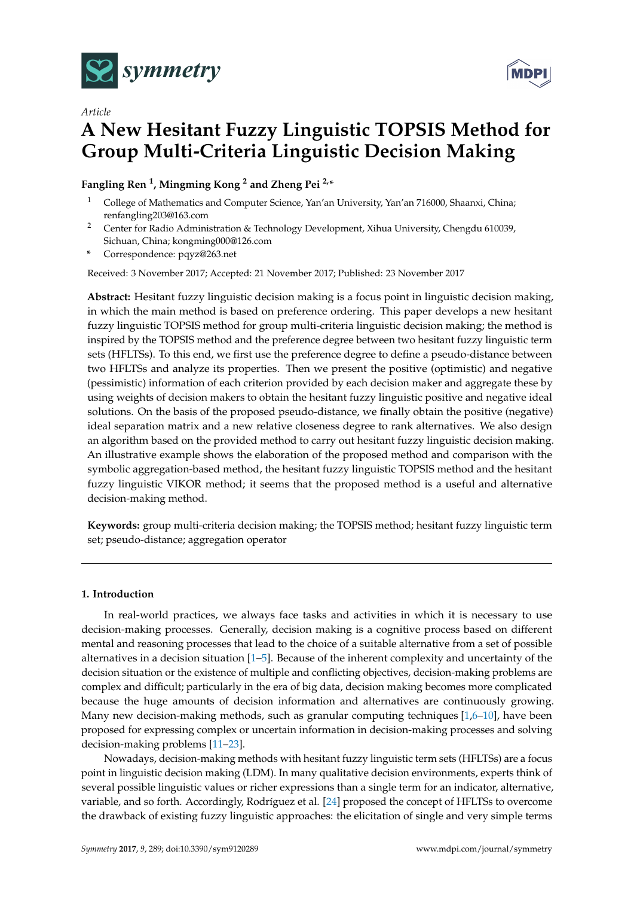*Article*

# A New Hesitant Fuzzy Linguistic TOPSIS Method for Group Multi-Criteria Linguistic Decision Making

**Fangling Ren [1], Mingming Kong [2] and Zheng Pei [2,*]**

[1] College of Mathematics and Computer Science, Yan'an University, Yan'an 716000, Shaanxi, China; renfangling203@163.com

[2] Center for Radio Administration & Technology Development, Xihua University, Chengdu 610039, Sichuan, China; kongming000@126.com

[*] Correspondence: pqyz@263.net

Received: 3 November 2017; Accepted: 21 November 2017; Published: 23 November 2017

**Abstract:** Hesitant fuzzy linguistic decision making is a focus point in linguistic decision making, in which the main method is based on preference ordering. This paper develops a new hesitant fuzzy linguistic TOPSIS method for group multi-criteria linguistic decision making; the method is inspired by the TOPSIS method and the preference degree between two hesitant fuzzy linguistic term sets (HFLTSs). To this end, we first use the preference degree to define a pseudo-distance between two HFLTSs and analyze its properties. Then we present the positive (optimistic) and negative (pessimistic) information of each criterion provided by each decision maker and aggregate these by using weights of decision makers to obtain the hesitant fuzzy linguistic positive and negative ideal solutions. On the basis of the proposed pseudo-distance, we finally obtain the positive (negative) ideal separation matrix and a new relative closeness degree to rank alternatives. We also design an algorithm based on the provided method to carry out hesitant fuzzy linguistic decision making. An illustrative example shows the elaboration of the proposed method and comparison with the symbolic aggregation-based method, the hesitant fuzzy linguistic TOPSIS method and the hesitant fuzzy linguistic VIKOR method; it seems that the proposed method is a useful and alternative decision-making method.

**Keywords:** group multi-criteria decision making; the TOPSIS method; hesitant fuzzy linguistic term set; pseudo-distance; aggregation operator

## 1. Introduction

In real-world practices, we always face tasks and activities in which it is necessary to use decision-making processes. Generally, decision making is a cognitive process based on different mental and reasoning processes that lead to the choice of a suitable alternative from a set of possible alternatives in a decision situation [1–5]. Because of the inherent complexity and uncertainty of the decision situation or the existence of multiple and conflicting objectives, decision-making problems are complex and difficult; particularly in the era of big data, decision making becomes more complicated because the huge amounts of decision information and alternatives are continuously growing. Many new decision-making methods, such as granular computing techniques [1,6–10], have been proposed for expressing complex or uncertain information in decision-making processes and solving decision-making problems [11–23].

Nowadays, decision-making methods with hesitant fuzzy linguistic term sets (HFLTSs) are a focus point in linguistic decision making (LDM). In many qualitative decision environments, experts think of several possible linguistic values or richer expressions than a single term for an indicator, alternative, variable, and so forth. Accordingly, Rodríguez et al. [24] proposed the concept of HFLTSs to overcome the drawback of existing fuzzy linguistic approaches: the elicitation of single and very simple terms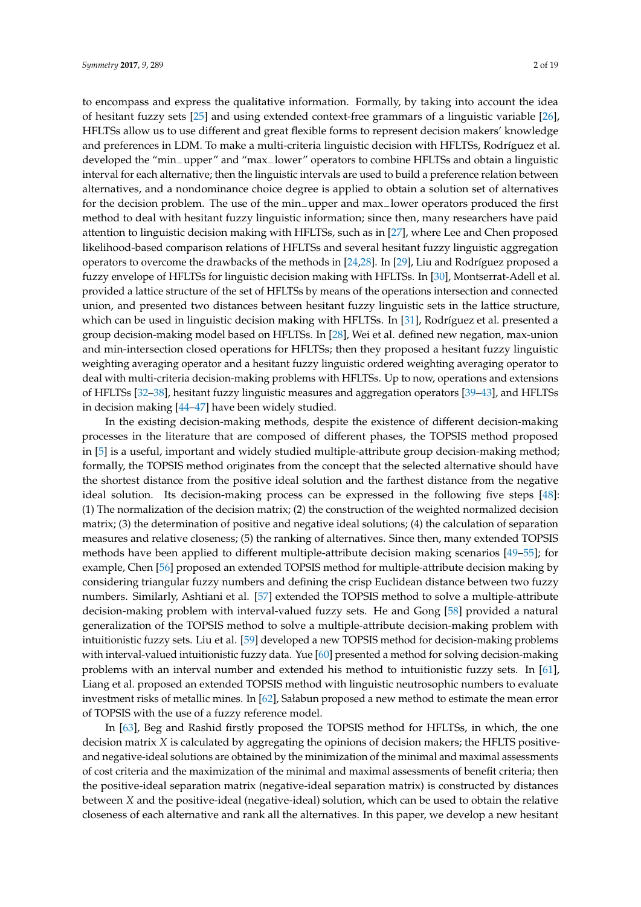to encompass and express the qualitative information. Formally, by taking into account the idea of hesitant fuzzy sets [25] and using extended context-free grammars of a linguistic variable [26], HFLTSs allow us to use different and great flexible forms to represent decision makers' knowledge and preferences in LDM. To make a multi-criteria linguistic decision with HFLTSs, Rodríguez et al. developed the "min_upper" and "max_lower" operators to combine HFLTSs and obtain a linguistic interval for each alternative; then the linguistic intervals are used to build a preference relation between alternatives, and a nondominance choice degree is applied to obtain a solution set of alternatives for the decision problem. The use of the min_upper and max_lower operators produced the first method to deal with hesitant fuzzy linguistic information; since then, many researchers have paid attention to linguistic decision making with HFLTSs, such as in [27], where Lee and Chen proposed likelihood-based comparison relations of HFLTSs and several hesitant fuzzy linguistic aggregation operators to overcome the drawbacks of the methods in [24,28]. In [29], Liu and Rodríguez proposed a fuzzy envelope of HFLTSs for linguistic decision making with HFLTSs. In [30], Montserrat-Adell et al. provided a lattice structure of the set of HFLTSs by means of the operations intersection and connected union, and presented two distances between hesitant fuzzy linguistic sets in the lattice structure, which can be used in linguistic decision making with HFLTSs. In [31], Rodríguez et al. presented a group decision-making model based on HFLTSs. In [28], Wei et al. defined new negation, max-union and min-intersection closed operations for HFLTSs; then they proposed a hesitant fuzzy linguistic weighting averaging operator and a hesitant fuzzy linguistic ordered weighting averaging operator to deal with multi-criteria decision-making problems with HFLTSs. Up to now, operations and extensions of HFLTSs [32–38], hesitant fuzzy linguistic measures and aggregation operators [39–43], and HFLTSs in decision making [44–47] have been widely studied.

In the existing decision-making methods, despite the existence of different decision-making processes in the literature that are composed of different phases, the TOPSIS method proposed in [5] is a useful, important and widely studied multiple-attribute group decision-making method; formally, the TOPSIS method originates from the concept that the selected alternative should have the shortest distance from the positive ideal solution and the farthest distance from the negative ideal solution. Its decision-making process can be expressed in the following five steps [48]: (1) The normalization of the decision matrix; (2) the construction of the weighted normalized decision matrix; (3) the determination of positive and negative ideal solutions; (4) the calculation of separation measures and relative closeness; (5) the ranking of alternatives. Since then, many extended TOPSIS methods have been applied to different multiple-attribute decision making scenarios [49–55]; for example, Chen [56] proposed an extended TOPSIS method for multiple-attribute decision making by considering triangular fuzzy numbers and defining the crisp Euclidean distance between two fuzzy numbers. Similarly, Ashtiani et al. [57] extended the TOPSIS method to solve a multiple-attribute decision-making problem with interval-valued fuzzy sets. He and Gong [58] provided a natural generalization of the TOPSIS method to solve a multiple-attribute decision-making problem with intuitionistic fuzzy sets. Liu et al. [59] developed a new TOPSIS method for decision-making problems with interval-valued intuitionistic fuzzy data. Yue [60] presented a method for solving decision-making problems with an interval number and extended his method to intuitionistic fuzzy sets. In [61], Liang et al. proposed an extended TOPSIS method with linguistic neutrosophic numbers to evaluate investment risks of metallic mines. In [62], Sałabun proposed a new method to estimate the mean error of TOPSIS with the use of a fuzzy reference model.

In [63], Beg and Rashid firstly proposed the TOPSIS method for HFLTSs, in which, the one decision matrix $X$ is calculated by aggregating the opinions of decision makers; the HFLTS positive- and negative-ideal solutions are obtained by the minimization of the minimal and maximal assessments of cost criteria and the maximization of the minimal and maximal assessments of benefit criteria; then the positive-ideal separation matrix (negative-ideal separation matrix) is constructed by distances between $X$ and the positive-ideal (negative-ideal) solution, which can be used to obtain the relative closeness of each alternative and rank all the alternatives. In this paper, we develop a new hesitant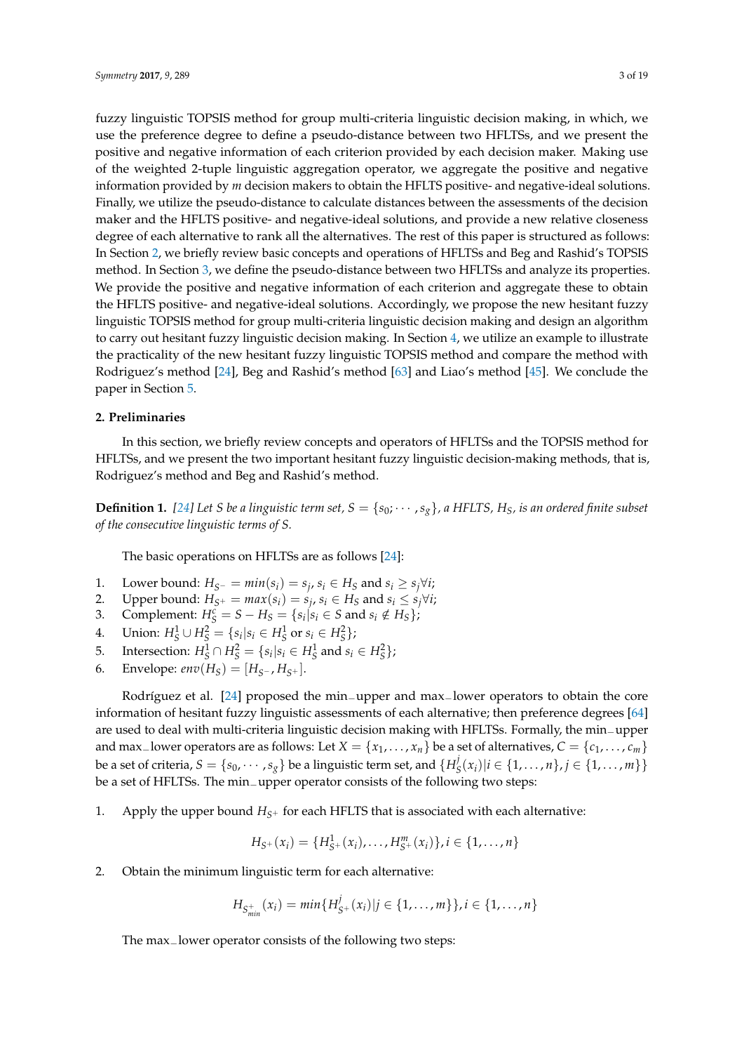fuzzy linguistic TOPSIS method for group multi-criteria linguistic decision making, in which, we use the preference degree to define a pseudo-distance between two HFLTSs, and we present the positive and negative information of each criterion provided by each decision maker. Making use of the weighted 2-tuple linguistic aggregation operator, we aggregate the positive and negative information provided by $m$ decision makers to obtain the HFLTS positive- and negative-ideal solutions. Finally, we utilize the pseudo-distance to calculate distances between the assessments of the decision maker and the HFLTS positive- and negative-ideal solutions, and provide a new relative closeness degree of each alternative to rank all the alternatives. The rest of this paper is structured as follows: In Section 2, we briefly review basic concepts and operations of HFLTSs and Beg and Rashid's TOPSIS method. In Section 3, we define the pseudo-distance between two HFLTSs and analyze its properties. We provide the positive and negative information of each criterion and aggregate these to obtain the HFLTS positive- and negative-ideal solutions. Accordingly, we propose the new hesitant fuzzy linguistic TOPSIS method for group multi-criteria linguistic decision making and design an algorithm to carry out hesitant fuzzy linguistic decision making. In Section 4, we utilize an example to illustrate the practicality of the new hesitant fuzzy linguistic TOPSIS method and compare the method with Rodriguez's method [24], Beg and Rashid's method [63] and Liao's method [45]. We conclude the paper in Section 5.

## 2. Preliminaries

In this section, we briefly review concepts and operators of HFLTSs and the TOPSIS method for HFLTSs, and we present the two important hesitant fuzzy linguistic decision-making methods, that is, Rodriguez's method and Beg and Rashid's method.

**Definition 1.** *[24] Let S be a linguistic term set, $S = \{s_0; \cdots, s_g\}$, a HFLTS, $H_S$, is an ordered finite subset of the consecutive linguistic terms of S.*

The basic operations on HFLTSs are as follows [24]:

1. Lower bound: $H_{S^-} = min(s_i) = s_j, s_i \in H_S$ and $s_i \geq s_j \forall i$;
2. Upper bound: $H_{S^+} = max(s_i) = s_j, s_i \in H_S$ and $s_i \leq s_j \forall i$;
3. Complement: $H_S^c = S - H_S = \{s_i | s_i \in S \text{ and } s_i \notin H_S\}$;
4. Union: $H_S^1 \cup H_S^2 = \{s_i | s_i \in H_S^1 \text{ or } s_i \in H_S^2\}$;
5. Intersection: $H_S^1 \cap H_S^2 = \{s_i | s_i \in H_S^1 \text{ and } s_i \in H_S^2\}$;
6. Envelope: $env(H_S) = [H_{S^-}, H_{S^+}]$.

Rodríguez et al. [24] proposed the min_upper and max_lower operators to obtain the core information of hesitant fuzzy linguistic assessments of each alternative; then preference degrees [64] are used to deal with multi-criteria linguistic decision making with HFLTSs. Formally, the min_upper and max_lower operators are as follows: Let $X = \{x_1, \ldots, x_n\}$ be a set of alternatives, $C = \{c_1, \ldots, c_m\}$ be a set of criteria, $S = \{s_0, \cdots, s_g\}$ be a linguistic term set, and $\{H_S^j(x_i) | i \in \{1, \ldots, n\}, j \in \{1, \ldots, m\}\}$ be a set of HFLTSs. The min_upper operator consists of the following two steps:

1. Apply the upper bound $H_{S^+}$ for each HFLTS that is associated with each alternative:

$$H_{S^+}(x_i) = \{H_{S^+}^1(x_i), \ldots, H_{S^+}^m(x_i)\}, i \in \{1, \ldots, n\}$$

2. Obtain the minimum linguistic term for each alternative:

$$H_{S^+_{min}}(x_i) = min\{H_{S^+}^j(x_i) | j \in \{1, \ldots, m\}\}, i \in \{1, \ldots, n\}$$

The max_lower operator consists of the following two steps: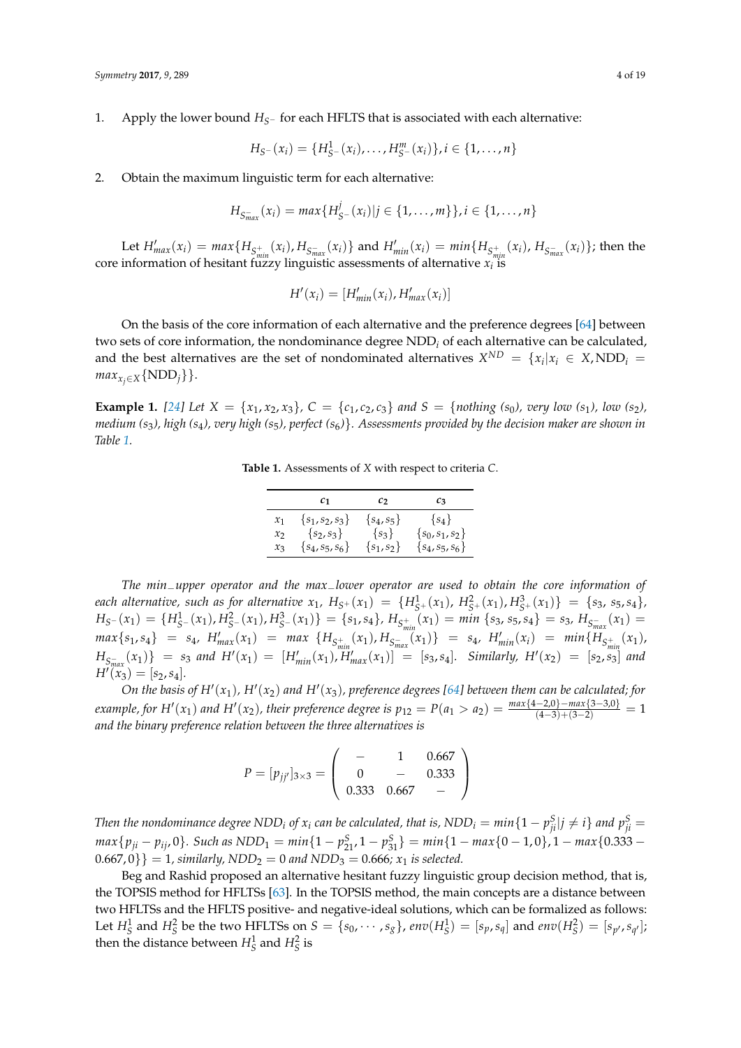1. Apply the lower bound $H_{S^-}$ for each HFLTS that is associated with each alternative:

$$H_{S^-}(x_i) = \{H^1_{S^-}(x_i), \ldots, H^m_{S^-}(x_i)\}, i \in \{1, \ldots, n\}$$

2. Obtain the maximum linguistic term for each alternative:

$$H_{S^-_{max}}(x_i) = max\{H^j_{S^-}(x_i) | j \in \{1, \ldots, m\}\}, i \in \{1, \ldots, n\}$$

Let $H'_{max}(x_i) = max\{H_{S^+_{min}}(x_i), H_{S^-_{max}}(x_i)\}$ and $H'_{min}(x_i) = min\{H_{S^+_{min}}(x_i), H_{S^-_{max}}(x_i)\}$; then the core information of hesitant fuzzy linguistic assessments of alternative $x_i$ is

$$H'(x_i) = [H'_{min}(x_i), H'_{max}(x_i)]$$

On the basis of the core information of each alternative and the preference degrees [64] between two sets of core information, the nondominance degree $\text{NDD}_i$ of each alternative can be calculated, and the best alternatives are the set of nondominated alternatives $X^{ND} = \{x_i | x_i \in X, \text{NDD}_i = max_{x_j \in X}\{\text{NDD}_j\}\}$.

**Example 1.** *[24] Let $X = \{x_1, x_2, x_3\}$, $C = \{c_1, c_2, c_3\}$ and $S = \{$nothing ($s_0$), very low ($s_1$), low ($s_2$), medium ($s_3$), high ($s_4$), very high ($s_5$), perfect ($s_6$)$\}$. Assessments provided by the decision maker are shown in Table 1.*

**Table 1.** Assessments of $X$ with respect to criteria $C$.

| | $c_1$ | $c_2$ | $c_3$ |
|---|---|---|---|
| $x_1$ | $\{s_1, s_2, s_3\}$ | $\{s_4, s_5\}$ | $\{s_4\}$ |
| $x_2$ | $\{s_2, s_3\}$ | $\{s_3\}$ | $\{s_0, s_1, s_2\}$ |
| $x_3$ | $\{s_4, s_5, s_6\}$ | $\{s_1, s_2\}$ | $\{s_4, s_5, s_6\}$ |

*The min_upper operator and the max_lower operator are used to obtain the core information of each alternative, such as for alternative $x_1$, $H_{S^+}(x_1) = \{H^1_{S^+}(x_1), H^2_{S^+}(x_1), H^3_{S^+}(x_1)\} = \{s_3, s_5, s_4\}$, $H_{S^-}(x_1) = \{H^1_{S^-}(x_1), H^2_{S^-}(x_1), H^3_{S^-}(x_1)\} = \{s_1, s_4\}$, $H_{S^+_{min}}(x_1) = min\ \{s_3, s_5, s_4\} = s_3$, $H_{S^-_{max}}(x_1) = max\{s_1, s_4\} = s_4$, $H'_{max}(x_1) = max\ \{H_{S^+_{min}}(x_1), H_{S^-_{max}}(x_1)\} = s_4$, $H'_{min}(x_i) = min\{H_{S^+_{min}}(x_1), H_{S^-_{max}}(x_1)\} = s_3$ and $H'(x_1) = [H'_{min}(x_1), H'_{max}(x_1)] = [s_3, s_4]$. Similarly, $H'(x_2) = [s_2, s_3]$ and $H'(x_3) = [s_2, s_4]$.*

*On the basis of $H'(x_1)$, $H'(x_2)$ and $H'(x_3)$, preference degrees [64] between them can be calculated; for example, for $H'(x_1)$ and $H'(x_2)$, their preference degree is $p_{12} = P(a_1 > a_2) = \frac{max\{4-2,0\} - max\{3-3,0\}}{(4-3)+(3-2)} = 1$ and the binary preference relation between the three alternatives is*

$$P = [p_{jj'}]_{3\times 3} = \begin{pmatrix} - & 1 & 0.667 \\ 0 & - & 0.333 \\ 0.333 & 0.667 & - \end{pmatrix}$$

*Then the nondominance degree $NDD_i$ of $x_i$ can be calculated, that is, $NDD_i = min\{1 - p^S_{ji} | j \neq i\}$ and $p^S_{ji} = max\{p_{ji} - p_{ij}, 0\}$. Such as $NDD_1 = min\{1 - p^S_{21}, 1 - p^S_{31}\} = min\{1 - max\{0 - 1, 0\}, 1 - max\{0.333 - 0.667, 0\}\} = 1$, similarly, $NDD_2 = 0$ and $NDD_3 = 0.666$; $x_1$ is selected.*

Beg and Rashid proposed an alternative hesitant fuzzy linguistic group decision method, that is, the TOPSIS method for HFLTSs [63]. In the TOPSIS method, the main concepts are a distance between two HFLTSs and the HFLTS positive- and negative-ideal solutions, which can be formalized as follows: Let $H^1_S$ and $H^2_S$ be the two HFLTSs on $S = \{s_0, \cdots, s_g\}$, $env(H^1_S) = [s_p, s_q]$ and $env(H^2_S) = [s_{p'}, s_{q'}]$; then the distance between $H^1_S$ and $H^2_S$ is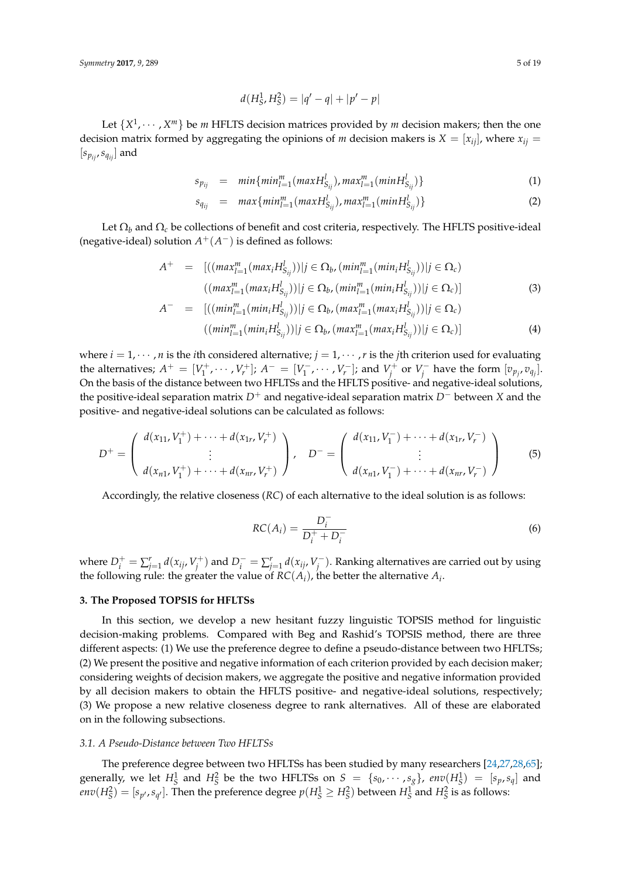$$d(H_S^1, H_S^2) = |q' - q| + |p' - p|$$

Let $\{X^1, \cdots, X^m\}$ be $m$ HFLTS decision matrices provided by $m$ decision makers; then the one decision matrix formed by aggregating the opinions of $m$ decision makers is $X = [x_{ij}]$, where $x_{ij} = [s_{p_{ij}}, s_{q_{ij}}]$ and

$$s_{p_{ij}} = min\{min_{l=1}^m(maxH_{S_{ij}}^l), max_{l=1}^m(minH_{S_{ij}}^l)\} \tag{1}$$

$$s_{q_{ij}} = max\{min_{l=1}^m(maxH_{S_{ij}}^l), max_{l=1}^m(minH_{S_{ij}}^l)\} \tag{2}$$

Let $\Omega_b$ and $\Omega_c$ be collections of benefit and cost criteria, respectively. The HFLTS positive-ideal (negative-ideal) solution $A^+(A^-)$ is defined as follows:

$$\begin{aligned} A^+ &= [((max_{l=1}^m(max_i H_{S_{ij}}^l))|j \in \Omega_b, (min_{l=1}^m(min_i H_{S_{ij}}^l))|j \in \Omega_c) \\ &\quad ((max_{l=1}^m(max_i H_{S_{ij}}^l))|j \in \Omega_b, (min_{l=1}^m(min_i H_{S_{ij}}^l))|j \in \Omega_c)] \end{aligned} \tag{3}$$

$$\begin{aligned} A^- &= [((min_{l=1}^m(min_i H_{S_{ij}}^l))|j \in \Omega_b, (max_{l=1}^m(max_i H_{S_{ij}}^l))|j \in \Omega_c) \\ &\quad ((min_{l=1}^m(min_i H_{S_{ij}}^l))|j \in \Omega_b, (max_{l=1}^m(max_i H_{S_{ij}}^l))|j \in \Omega_c)] \end{aligned} \tag{4}$$

where $i = 1, \cdots, n$ is the $i$th considered alternative; $j = 1, \cdots, r$ is the $j$th criterion used for evaluating the alternatives; $A^+ = [V_1^+, \cdots, V_r^+]$; $A^- = [V_1^-, \cdots, V_r^-]$; and $V_j^+$ or $V_j^-$ have the form $[v_{p_j}, v_{q_j}]$. On the basis of the distance between two HFLTSs and the HFLTS positive- and negative-ideal solutions, the positive-ideal separation matrix $D^+$ and negative-ideal separation matrix $D^-$ between $X$ and the positive- and negative-ideal solutions can be calculated as follows:

$$D^+ = \begin{pmatrix} d(x_{11}, V_1^+) + \cdots + d(x_{1r}, V_r^+) \\ \vdots \\ d(x_{n1}, V_1^+) + \cdots + d(x_{nr}, V_r^+) \end{pmatrix}, \quad D^- = \begin{pmatrix} d(x_{11}, V_1^-) + \cdots + d(x_{1r}, V_r^-) \\ \vdots \\ d(x_{n1}, V_1^-) + \cdots + d(x_{nr}, V_r^-) \end{pmatrix} \tag{5}$$

Accordingly, the relative closeness ($RC$) of each alternative to the ideal solution is as follows:

$$RC(A_i) = \frac{D_i^-}{D_i^+ + D_i^-} \tag{6}$$

where $D_i^+ = \sum_{j=1}^r d(x_{ij}, V_j^+)$ and $D_i^- = \sum_{j=1}^r d(x_{ij}, V_j^-)$. Ranking alternatives are carried out by using the following rule: the greater the value of $RC(A_i)$, the better the alternative $A_i$.

## 3. The Proposed TOPSIS for HFLTSs

In this section, we develop a new hesitant fuzzy linguistic TOPSIS method for linguistic decision-making problems. Compared with Beg and Rashid's TOPSIS method, there are three different aspects: (1) We use the preference degree to define a pseudo-distance between two HFLTSs; (2) We present the positive and negative information of each criterion provided by each decision maker; considering weights of decision makers, we aggregate the positive and negative information provided by all decision makers to obtain the HFLTS positive- and negative-ideal solutions, respectively; (3) We propose a new relative closeness degree to rank alternatives. All of these are elaborated on in the following subsections.

### 3.1. A Pseudo-Distance between Two HFLTSs

The preference degree between two HFLTSs has been studied by many researchers [24,27,28,65]; generally, we let $H_S^1$ and $H_S^2$ be the two HFLTSs on $S = \{s_0, \cdots, s_g\}$, $env(H_S^1) = [s_p, s_q]$ and $env(H_S^2) = [s_{p'}, s_{q'}]$. Then the preference degree $p(H_S^1 \geq H_S^2)$ between $H_S^1$ and $H_S^2$ is as follows: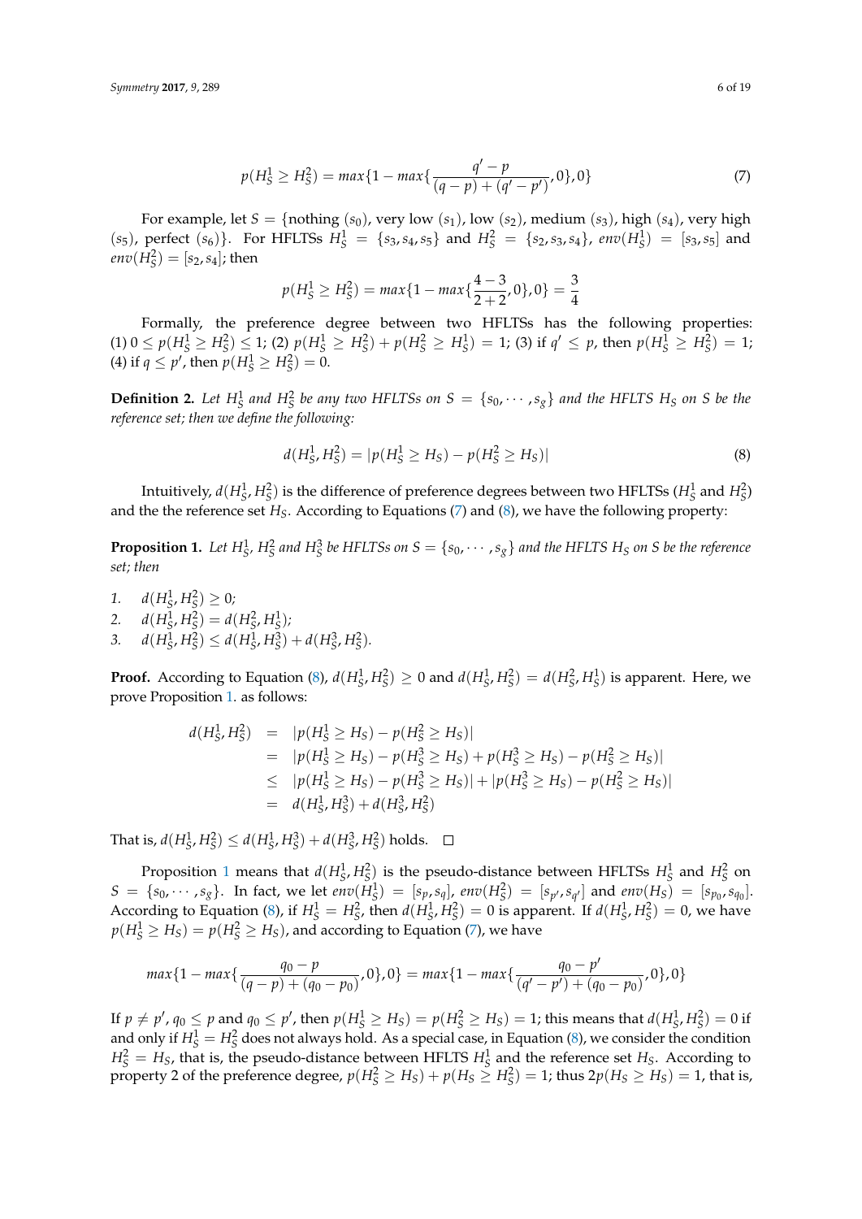$$p(H_S^1 \geq H_S^2) = max\{1 - max\{\frac{q' - p}{(q - p) + (q' - p')}, 0\}, 0\} \tag{7}$$

For example, let $S = \{$nothing $(s_0)$, very low $(s_1)$, low $(s_2)$, medium $(s_3)$, high $(s_4)$, very high $(s_5)$, perfect $(s_6)\}$. For HFLTSs $H_S^1 = \{s_3, s_4, s_5\}$ and $H_S^2 = \{s_2, s_3, s_4\}$, $env(H_S^1) = [s_3, s_5]$ and $env(H_S^2) = [s_2, s_4]$; then

$$p(H_S^1 \geq H_S^2) = max\{1 - max\{\frac{4-3}{2+2}, 0\}, 0\} = \frac{3}{4}$$

Formally, the preference degree between two HFLTSs has the following properties: (1) $0 \leq p(H_S^1 \geq H_S^2) \leq 1$; (2) $p(H_S^1 \geq H_S^2) + p(H_S^2 \geq H_S^1) = 1$; (3) if $q' \leq p$, then $p(H_S^1 \geq H_S^2) = 1$; (4) if $q \leq p'$, then $p(H_S^1 \geq H_S^2) = 0$.

**Definition 2.** *Let $H_S^1$ and $H_S^2$ be any two HFLTSs on $S = \{s_0, \cdots, s_g\}$ and the HFLTS $H_S$ on $S$ be the reference set; then we define the following:*

$$d(H_S^1, H_S^2) = |p(H_S^1 \geq H_S) - p(H_S^2 \geq H_S)| \tag{8}$$

Intuitively, $d(H_S^1, H_S^2)$ is the difference of preference degrees between two HFLTSs ($H_S^1$ and $H_S^2$) and the the reference set $H_S$. According to Equations (7) and (8), we have the following property:

**Proposition 1.** *Let $H_S^1$, $H_S^2$ and $H_S^3$ be HFLTSs on $S = \{s_0, \cdots, s_g\}$ and the HFLTS $H_S$ on $S$ be the reference set; then*

1. $d(H_S^1, H_S^2) \geq 0$;
2. $d(H_S^1, H_S^2) = d(H_S^2, H_S^1)$;
3. $d(H_S^1, H_S^2) \leq d(H_S^1, H_S^3) + d(H_S^3, H_S^2)$.

**Proof.** According to Equation (8), $d(H_S^1, H_S^2) \geq 0$ and $d(H_S^1, H_S^2) = d(H_S^2, H_S^1)$ is apparent. Here, we prove Proposition 1. as follows:

$$\begin{aligned}
d(H_S^1, H_S^2) &= |p(H_S^1 \geq H_S) - p(H_S^2 \geq H_S)| \\
&= |p(H_S^1 \geq H_S) - p(H_S^3 \geq H_S) + p(H_S^3 \geq H_S) - p(H_S^2 \geq H_S)| \\
&\leq |p(H_S^1 \geq H_S) - p(H_S^3 \geq H_S)| + |p(H_S^3 \geq H_S) - p(H_S^2 \geq H_S)| \\
&= d(H_S^1, H_S^3) + d(H_S^3, H_S^2)
\end{aligned}$$

That is, $d(H_S^1, H_S^2) \leq d(H_S^1, H_S^3) + d(H_S^3, H_S^2)$ holds. □

Proposition 1 means that $d(H_S^1, H_S^2)$ is the pseudo-distance between HFLTSs $H_S^1$ and $H_S^2$ on $S = \{s_0, \cdots, s_g\}$. In fact, we let $env(H_S^1) = [s_p, s_q]$, $env(H_S^2) = [s_{p'}, s_{q'}]$ and $env(H_S) = [s_{p_0}, s_{q_0}]$. According to Equation (8), if $H_S^1 = H_S^2$, then $d(H_S^1, H_S^2) = 0$ is apparent. If $d(H_S^1, H_S^2) = 0$, we have $p(H_S^1 \geq H_S) = p(H_S^2 \geq H_S)$, and according to Equation (7), we have

$$max\{1 - max\{\frac{q_0 - p}{(q - p) + (q_0 - p_0)}, 0\}, 0\} = max\{1 - max\{\frac{q_0 - p'}{(q' - p') + (q_0 - p_0)}, 0\}, 0\}$$

If $p \neq p'$, $q_0 \leq p$ and $q_0 \leq p'$, then $p(H_S^1 \geq H_S) = p(H_S^2 \geq H_S) = 1$; this means that $d(H_S^1, H_S^2) = 0$ if and only if $H_S^1 = H_S^2$ does not always hold. As a special case, in Equation (8), we consider the condition $H_S^2 = H_S$, that is, the pseudo-distance between HFLTS $H_S^1$ and the reference set $H_S$. According to property 2 of the preference degree, $p(H_S^2 \geq H_S) + p(H_S \geq H_S^2) = 1$; thus $2p(H_S \geq H_S) = 1$, that is,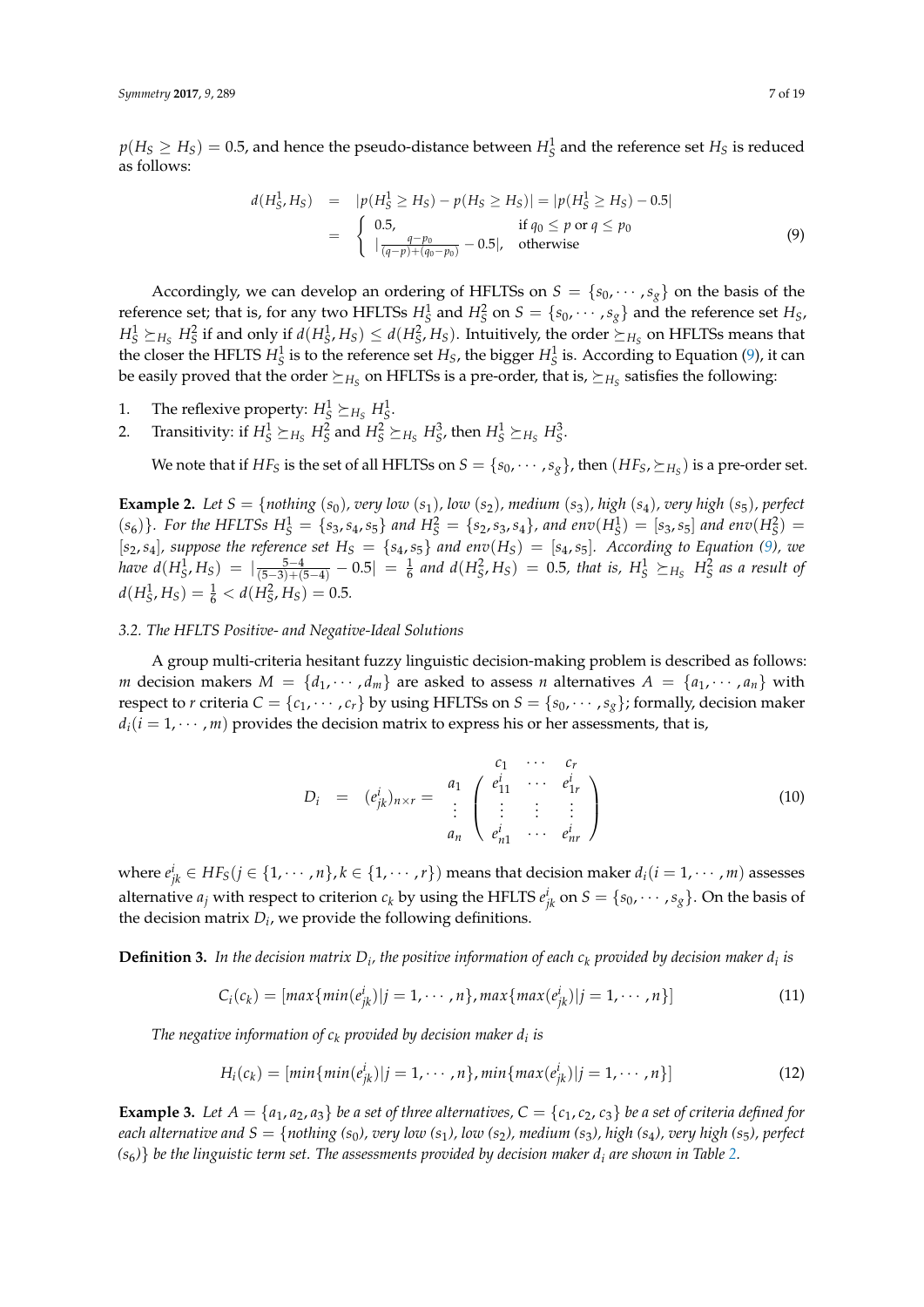$p(H_S \geq H_S) = 0.5$, and hence the pseudo-distance between $H_S^1$ and the reference set $H_S$ is reduced as follows:

$$
\begin{aligned}
d(H_S^1, H_S) &= |p(H_S^1 \geq H_S) - p(H_S \geq H_S)| = |p(H_S^1 \geq H_S) - 0.5| \\
&= \begin{cases} 0.5, & \text{if } q_0 \leq p \text{ or } q \leq p_0 \\ |\frac{q-p_0}{(q-p)+(q_0-p_0)} - 0.5|, & \text{otherwise} \end{cases}
\end{aligned} \tag{9}
$$

Accordingly, we can develop an ordering of HFLTSs on $S = \{s_0, \cdots, s_g\}$ on the basis of the reference set; that is, for any two HFLTSs $H_S^1$ and $H_S^2$ on $S = \{s_0, \cdots, s_g\}$ and the reference set $H_S$, $H_S^1 \succeq_{H_S} H_S^2$ if and only if $d(H_S^1, H_S) \leq d(H_S^2, H_S)$. Intuitively, the order $\succeq_{H_S}$ on HFLTSs means that the closer the HFLTS $H_S^1$ is to the reference set $H_S$, the bigger $H_S^1$ is. According to Equation (9), it can be easily proved that the order $\succeq_{H_S}$ on HFLTSs is a pre-order, that is, $\succeq_{H_S}$ satisfies the following:

1. The reflexive property: $H_S^1 \succeq_{H_S} H_S^1$.
2. Transitivity: if $H_S^1 \succeq_{H_S} H_S^2$ and $H_S^2 \succeq_{H_S} H_S^3$, then $H_S^1 \succeq_{H_S} H_S^3$.

We note that if $HF_S$ is the set of all HFLTSs on $S = \{s_0, \cdots, s_g\}$, then $(HF_S, \succeq_{H_S})$ is a pre-order set.

**Example 2.** *Let $S = \{nothing\ (s_0), very\ low\ (s_1), low\ (s_2), medium\ (s_3), high\ (s_4), very\ high\ (s_5), perfect\ (s_6)\}$. For the HFLTSs $H_S^1 = \{s_3, s_4, s_5\}$ and $H_S^2 = \{s_2, s_3, s_4\}$, and $env(H_S^1) = [s_3, s_5]$ and $env(H_S^2) = [s_2, s_4]$, suppose the reference set $H_S = \{s_4, s_5\}$ and $env(H_S) = [s_4, s_5]$. According to Equation (9), we have $d(H_S^1, H_S) = |\frac{5-4}{(5-3)+(5-4)} - 0.5| = \frac{1}{6}$ and $d(H_S^2, H_S) = 0.5$, that is, $H_S^1 \succeq_{H_S} H_S^2$ as a result of $d(H_S^1, H_S) = \frac{1}{6} < d(H_S^2, H_S) = 0.5$.*

### 3.2. The HFLTS Positive- and Negative-Ideal Solutions

A group multi-criteria hesitant fuzzy linguistic decision-making problem is described as follows: $m$ decision makers $M = \{d_1, \cdots, d_m\}$ are asked to assess $n$ alternatives $A = \{a_1, \cdots, a_n\}$ with respect to $r$ criteria $C = \{c_1, \cdots, c_r\}$ by using HFLTSs on $S = \{s_0, \cdots, s_g\}$; formally, decision maker $d_i (i = 1, \cdots, m)$ provides the decision matrix to express his or her assessments, that is,

$$
D_i = (e_{jk}^i)_{n \times r} = \begin{array}{c} \\ a_1 \\ \vdots \\ a_n \end{array} \begin{array}{c} \begin{array}{ccc} c_1 & \cdots & c_r \end{array} \\ \left( \begin{array}{ccc} e_{11}^i & \cdots & e_{1r}^i \\ \vdots & \vdots & \vdots \\ e_{n1}^i & \cdots & e_{nr}^i \end{array} \right) \end{array} \tag{10}
$$

where $e_{jk}^i \in HF_S (j \in \{1, \cdots, n\}, k \in \{1, \cdots, r\})$ means that decision maker $d_i (i = 1, \cdots, m)$ assesses alternative $a_j$ with respect to criterion $c_k$ by using the HFLTS $e_{jk}^i$ on $S = \{s_0, \cdots, s_g\}$. On the basis of the decision matrix $D_i$, we provide the following definitions.

**Definition 3.** *In the decision matrix $D_i$, the positive information of each $c_k$ provided by decision maker $d_i$ is*

$$
C_i(c_k) = [max\{min(e_{jk}^i) | j = 1, \cdots, n\}, max\{max(e_{jk}^i) | j = 1, \cdots, n\}] \tag{11}
$$

*The negative information of $c_k$ provided by decision maker $d_i$ is*

$$
H_i(c_k) = [min\{min(e_{jk}^i) | j = 1, \cdots, n\}, min\{max(e_{jk}^i) | j = 1, \cdots, n\}] \tag{12}
$$

**Example 3.** *Let $A = \{a_1, a_2, a_3\}$ be a set of three alternatives, $C = \{c_1, c_2, c_3\}$ be a set of criteria defined for each alternative and $S = \{nothing\ (s_0), very\ low\ (s_1), low\ (s_2), medium\ (s_3), high\ (s_4), very\ high\ (s_5), perfect\ (s_6)\}$ be the linguistic term set. The assessments provided by decision maker $d_i$ are shown in Table 2.*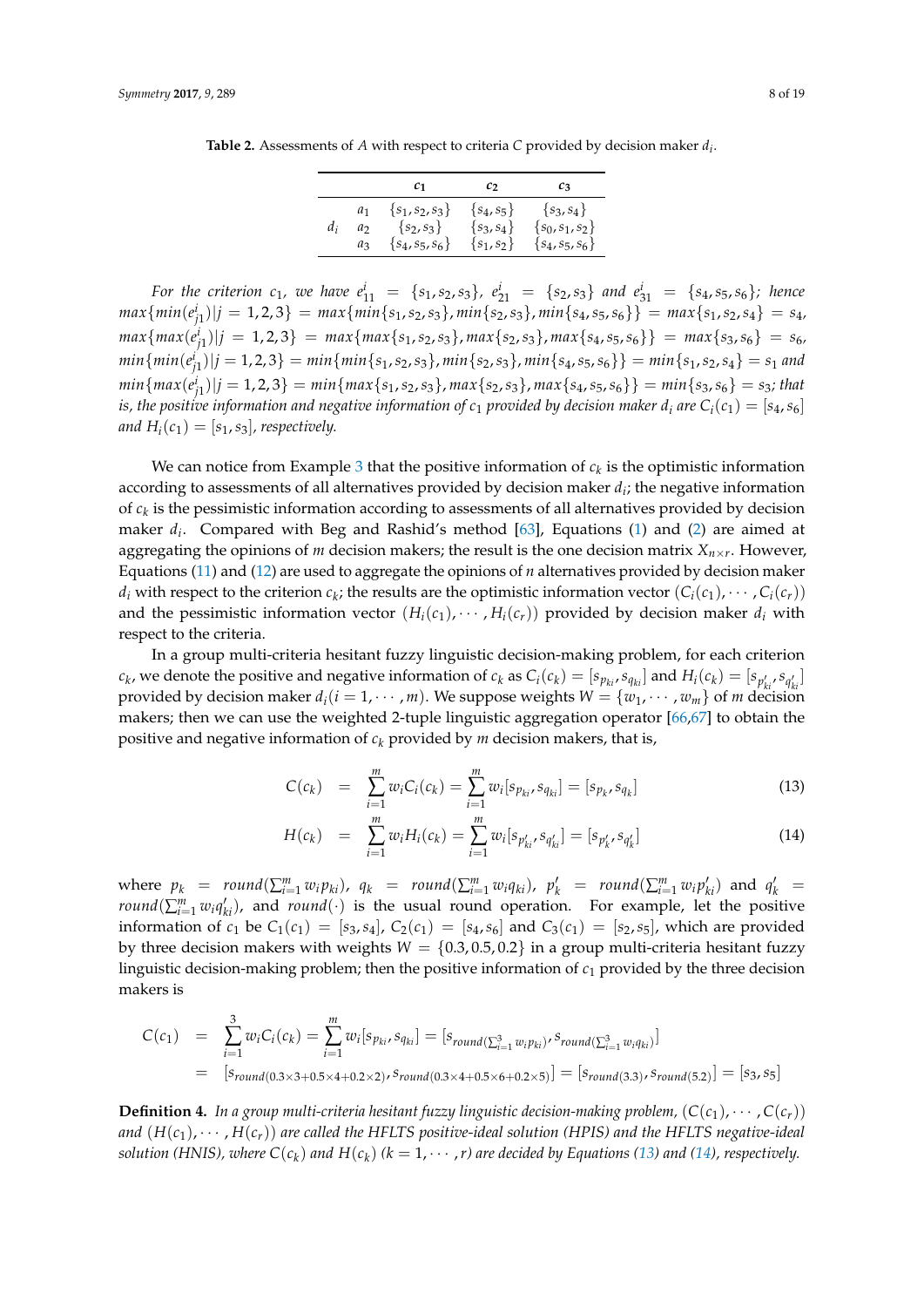**Table 2.** Assessments of $A$ with respect to criteria $C$ provided by decision maker $d_i$.

| | | $c_1$ | $c_2$ | $c_3$ |
|---|---|---|---|---|
| $d_i$ | $a_1$ | $\{s_1, s_2, s_3\}$ | $\{s_4, s_5\}$ | $\{s_3, s_4\}$ |
| | $a_2$ | $\{s_2, s_3\}$ | $\{s_3, s_4\}$ | $\{s_0, s_1, s_2\}$ |
| | $a_3$ | $\{s_4, s_5, s_6\}$ | $\{s_1, s_2\}$ | $\{s_4, s_5, s_6\}$ |

*For the criterion $c_1$, we have $e^i_{11} = \{s_1, s_2, s_3\}$, $e^i_{21} = \{s_2, s_3\}$ and $e^i_{31} = \{s_4, s_5, s_6\}$; hence $max\{min(e^i_{j1})|j = 1, 2, 3\} = max\{min\{s_1, s_2, s_3\}, min\{s_2, s_3\}, min\{s_4, s_5, s_6\}\} = max\{s_1, s_2, s_4\} = s_4$, $max\{max(e^i_{j1})|j = 1, 2, 3\} = max\{max\{s_1, s_2, s_3\}, max\{s_2, s_3\}, max\{s_4, s_5, s_6\}\} = max\{s_3, s_6\} = s_6$, $min\{min(e^i_{j1})|j = 1, 2, 3\} = min\{min\{s_1, s_2, s_3\}, min\{s_2, s_3\}, min\{s_4, s_5, s_6\}\} = min\{s_1, s_2, s_4\} = s_1$ and $min\{max(e^i_{j1})|j = 1, 2, 3\} = min\{max\{s_1, s_2, s_3\}, max\{s_2, s_3\}, max\{s_4, s_5, s_6\}\} = min\{s_3, s_6\} = s_3$; that is, the positive information and negative information of $c_1$ provided by decision maker $d_i$ are $C_i(c_1) = [s_4, s_6]$ and $H_i(c_1) = [s_1, s_3]$, respectively.*

We can notice from Example 3 that the positive information of $c_k$ is the optimistic information according to assessments of all alternatives provided by decision maker $d_i$; the negative information of $c_k$ is the pessimistic information according to assessments of all alternatives provided by decision maker $d_i$. Compared with Beg and Rashid's method [63], Equations (1) and (2) are aimed at aggregating the opinions of $m$ decision makers; the result is the one decision matrix $X_{n\times r}$. However, Equations (11) and (12) are used to aggregate the opinions of $n$ alternatives provided by decision maker $d_i$ with respect to the criterion $c_k$; the results are the optimistic information vector $(C_i(c_1), \cdots, C_i(c_r))$ and the pessimistic information vector $(H_i(c_1), \cdots, H_i(c_r))$ provided by decision maker $d_i$ with respect to the criteria.

In a group multi-criteria hesitant fuzzy linguistic decision-making problem, for each criterion $c_k$, we denote the positive and negative information of $c_k$ as $C_i(c_k) = [s_{p_{ki}}, s_{q_{ki}}]$ and $H_i(c_k) = [s_{p'_{ki}}, s_{q'_{ki}}]$ provided by decision maker $d_i (i = 1, \cdots, m)$. We suppose weights $W = \{w_1, \cdots, w_m\}$ of $m$ decision makers; then we can use the weighted 2-tuple linguistic aggregation operator [66,67] to obtain the positive and negative information of $c_k$ provided by $m$ decision makers, that is,

$$C(c_k) = \sum_{i=1}^{m} w_i C_i(c_k) = \sum_{i=1}^{m} w_i [s_{p_{ki}}, s_{q_{ki}}] = [s_{p_k}, s_{q_k}] \tag{13}$$

$$H(c_k) = \sum_{i=1}^{m} w_i H_i(c_k) = \sum_{i=1}^{m} w_i [s_{p'_{ki}}, s_{q'_{ki}}] = [s_{p'_k}, s_{q'_k}] \tag{14}$$

where $p_k = round(\sum_{i=1}^{m} w_i p_{ki})$, $q_k = round(\sum_{i=1}^{m} w_i q_{ki})$, $p'_k = round(\sum_{i=1}^{m} w_i p'_{ki})$ and $q'_k = round(\sum_{i=1}^{m} w_i q'_{ki})$, and $round(\cdot)$ is the usual round operation. For example, let the positive information of $c_1$ be $C_1(c_1) = [s_3, s_4]$, $C_2(c_1) = [s_4, s_6]$ and $C_3(c_1) = [s_2, s_5]$, which are provided by three decision makers with weights $W = \{0.3, 0.5, 0.2\}$ in a group multi-criteria hesitant fuzzy linguistic decision-making problem; then the positive information of $c_1$ provided by the three decision makers is

$$\begin{aligned} C(c_1) &= \sum_{i=1}^{3} w_i C_i(c_k) = \sum_{i=1}^{m} w_i [s_{p_{ki}}, s_{q_{ki}}] = [s_{round(\sum_{i=1}^{3} w_i p_{ki})}, s_{round(\sum_{i=1}^{3} w_i q_{ki})}] \\ &= [s_{round(0.3\times 3+0.5\times 4+0.2\times 2)}, s_{round(0.3\times 4+0.5\times 6+0.2\times 5)}] = [s_{round(3.3)}, s_{round(5.2)}] = [s_3, s_5] \end{aligned}$$

**Definition 4.** *In a group multi-criteria hesitant fuzzy linguistic decision-making problem, $(C(c_1), \cdots, C(c_r))$ and $(H(c_1), \cdots, H(c_r))$ are called the HFLTS positive-ideal solution (HPIS) and the HFLTS negative-ideal solution (HNIS), where $C(c_k)$ and $H(c_k)$ $(k = 1, \cdots, r)$ are decided by Equations (13) and (14), respectively.*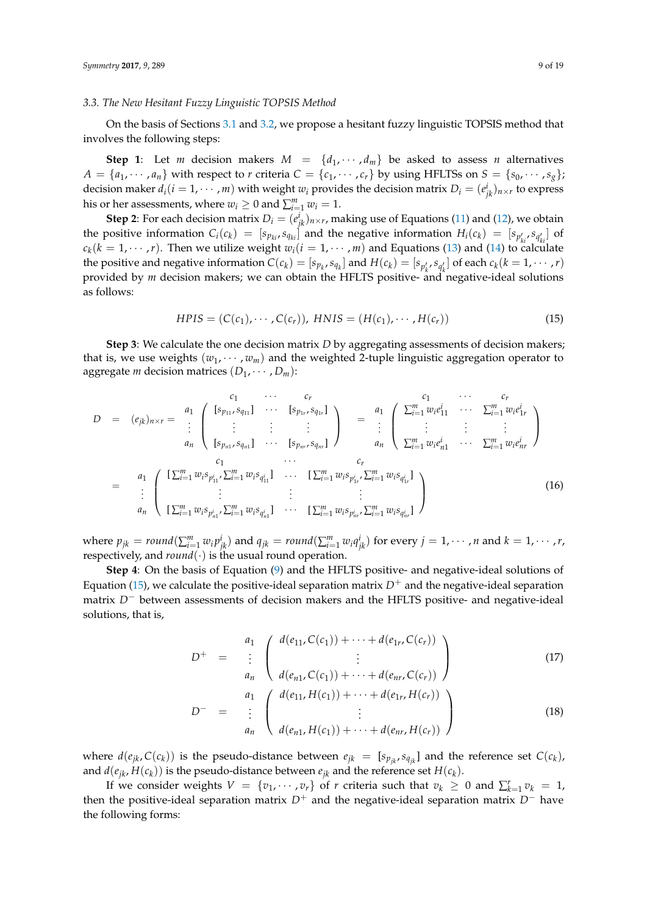### 3.3. The New Hesitant Fuzzy Linguistic TOPSIS Method

On the basis of Sections 3.1 and 3.2, we propose a hesitant fuzzy linguistic TOPSIS method that involves the following steps:

**Step 1**: Let $m$ decision makers $M = \{d_1, \cdots, d_m\}$ be asked to assess $n$ alternatives $A = \{a_1, \cdots, a_n\}$ with respect to $r$ criteria $C = \{c_1, \cdots, c_r\}$ by using HFLTSs on $S = \{s_0, \cdots, s_g\}$; decision maker $d_i (i = 1, \cdots, m)$ with weight $w_i$ provides the decision matrix $D_i = (e^i_{jk})_{n\times r}$ to express his or her assessments, where $w_i \geq 0$ and $\sum_{i=1}^m w_i = 1$.

**Step 2**: For each decision matrix $D_i = (e^i_{jk})_{n\times r}$, making use of Equations (11) and (12), we obtain the positive information $C_i(c_k) = [s_{p_{ki}}, s_{q_{ki}}]$ and the negative information $H_i(c_k) = [s_{p'_{ki}}, s_{q'_{ki}}]$ of $c_k (k = 1, \cdots, r)$. Then we utilize weight $w_i (i = 1, \cdots, m)$ and Equations (13) and (14) to calculate the positive and negative information $C(c_k) = [s_{p_k}, s_{q_k}]$ and $H(c_k) = [s_{p'_k}, s_{q'_k}]$ of each $c_k (k = 1, \cdots, r)$ provided by $m$ decision makers; we can obtain the HFLTS positive- and negative-ideal solutions as follows:

$$HPIS = (C(c_1), \cdots, C(c_r)),\ HNIS = (H(c_1), \cdots, H(c_r)) \tag{15}$$

**Step 3**: We calculate the one decision matrix $D$ by aggregating assessments of decision makers; that is, we use weights $(w_1, \cdots, w_m)$ and the weighted 2-tuple linguistic aggregation operator to aggregate $m$ decision matrices $(D_1, \cdots, D_m)$:

$$\begin{aligned}
D &= (e_{jk})_{n\times r} = \begin{matrix} \\ a_1 \\ \vdots \\ a_n \end{matrix} \begin{matrix} \begin{matrix} c_1 & \cdots & c_r \end{matrix} \\ \begin{pmatrix} [s_{p_{11}}, s_{q_{11}}] & \cdots & [s_{p_{1r}}, s_{q_{1r}}] \\ \vdots & \vdots & \vdots \\ [s_{p_{n1}}, s_{q_{n1}}] & \cdots & [s_{p_{nr}}, s_{q_{nr}}] \end{pmatrix} \end{matrix} = \begin{matrix} \\ a_1 \\ \vdots \\ a_n \end{matrix} \begin{matrix} \begin{matrix} c_1 & \cdots & c_r \end{matrix} \\ \begin{pmatrix} \sum_{i=1}^m w_i e^i_{11} & \cdots & \sum_{i=1}^m w_i e^i_{1r} \\ \vdots & \vdots & \vdots \\ \sum_{i=1}^m w_i e^i_{n1} & \cdots & \sum_{i=1}^m w_i e^i_{nr} \end{pmatrix} \end{matrix} \\
&= \begin{matrix} \\ a_1 \\ \vdots \\ a_n \end{matrix} \begin{matrix} \begin{matrix} c_1 & \cdots & c_r \end{matrix} \\ \begin{pmatrix} [\sum_{i=1}^m w_i s_{p^i_{11}}, \sum_{i=1}^m w_i s_{q^i_{11}}] & \cdots & [\sum_{i=1}^m w_i s_{p^i_{1r}}, \sum_{i=1}^m w_i s_{q^i_{1r}}] \\ \vdots & \vdots & \vdots \\ [\sum_{i=1}^m w_i s_{p^i_{n1}}, \sum_{i=1}^m w_i s_{q^i_{n1}}] & \cdots & [\sum_{i=1}^m w_i s_{p^i_{nr}}, \sum_{i=1}^m w_i s_{q^i_{nr}}] \end{pmatrix} \end{matrix}
\end{aligned} \tag{16}$$

where $p_{jk} = round(\sum_{i=1}^m w_i p^i_{jk})$ and $q_{jk} = round(\sum_{i=1}^m w_i q^i_{jk})$ for every $j = 1, \cdots, n$ and $k = 1, \cdots, r$, respectively, and $round(\cdot)$ is the usual round operation.

**Step 4**: On the basis of Equation (9) and the HFLTS positive- and negative-ideal solutions of Equation (15), we calculate the positive-ideal separation matrix $D^+$ and the negative-ideal separation matrix $D^-$ between assessments of decision makers and the HFLTS positive- and negative-ideal solutions, that is,

$$D^+ = \begin{matrix} a_1 \\ \vdots \\ a_n \end{matrix} \begin{pmatrix} d(e_{11}, C(c_1)) + \cdots + d(e_{1r}, C(c_r)) \\ \vdots \\ d(e_{n1}, C(c_1)) + \cdots + d(e_{nr}, C(c_r)) \end{pmatrix} \tag{17}$$

$$D^- = \begin{matrix} a_1 \\ \vdots \\ a_n \end{matrix} \begin{pmatrix} d(e_{11}, H(c_1)) + \cdots + d(e_{1r}, H(c_r)) \\ \vdots \\ d(e_{n1}, H(c_1)) + \cdots + d(e_{nr}, H(c_r)) \end{pmatrix} \tag{18}$$

where $d(e_{jk}, C(c_k))$ is the pseudo-distance between $e_{jk} = [s_{p_{jk}}, s_{q_{jk}}]$ and the reference set $C(c_k)$, and $d(e_{jk}, H(c_k))$ is the pseudo-distance between $e_{jk}$ and the reference set $H(c_k)$.

If we consider weights $V = \{v_1, \cdots, v_r\}$ of $r$ criteria such that $v_k \geq 0$ and $\sum_{k=1}^r v_k = 1$, then the positive-ideal separation matrix $D^+$ and the negative-ideal separation matrix $D^-$ have the following forms: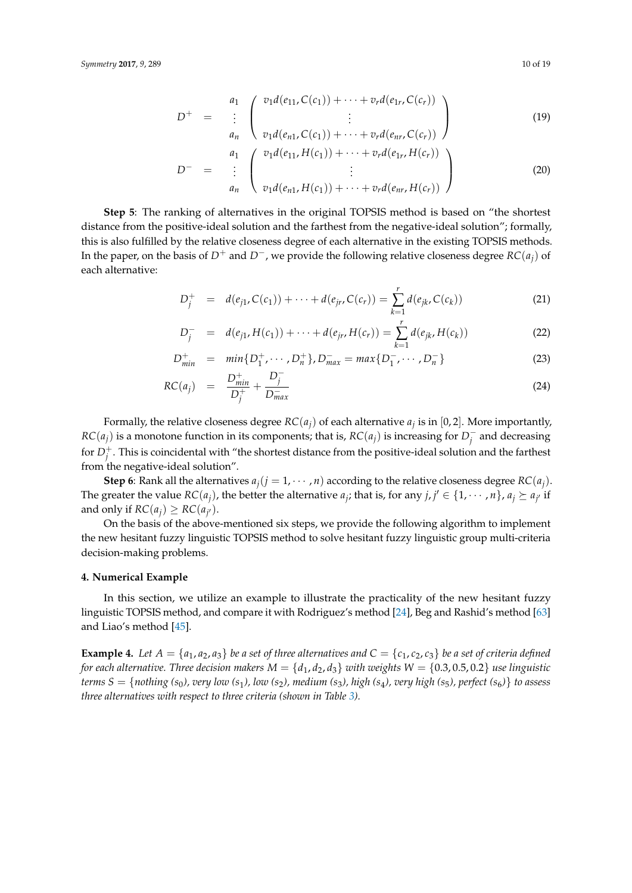$$
D^{+} = \begin{matrix} a_1 \\ \vdots \\ a_n \end{matrix} \begin{pmatrix} v_1 d(e_{11}, C(c_1)) + \cdots + v_r d(e_{1r}, C(c_r)) \\ \vdots \\ v_1 d(e_{n1}, C(c_1)) + \cdots + v_r d(e_{nr}, C(c_r)) \end{pmatrix} \tag{19}
$$

$$
D^{-} = \begin{matrix} a_1 \\ \vdots \\ a_n \end{matrix} \begin{pmatrix} v_1 d(e_{11}, H(c_1)) + \cdots + v_r d(e_{1r}, H(c_r)) \\ \vdots \\ v_1 d(e_{n1}, H(c_1)) + \cdots + v_r d(e_{nr}, H(c_r)) \end{pmatrix} \tag{20}
$$

**Step 5**: The ranking of alternatives in the original TOPSIS method is based on "the shortest distance from the positive-ideal solution and the farthest from the negative-ideal solution"; formally, this is also fulfilled by the relative closeness degree of each alternative in the existing TOPSIS methods. In the paper, on the basis of $D^+$ and $D^-$, we provide the following relative closeness degree $RC(a_j)$ of each alternative:

$$
D_j^{+} = d(e_{j1}, C(c_1)) + \cdots + d(e_{jr}, C(c_r)) = \sum_{k=1}^{r} d(e_{jk}, C(c_k)) \tag{21}
$$

$$
D_j^{-} = d(e_{j1}, H(c_1)) + \cdots + d(e_{jr}, H(c_r)) = \sum_{k=1}^{r} d(e_{jk}, H(c_k)) \tag{22}
$$

$$
D_{min}^{+} = min\{D_1^{+}, \cdots, D_n^{+}\}, D_{max}^{-} = max\{D_1^{-}, \cdots, D_n^{-}\} \tag{23}
$$

$$
RC(a_j) = \frac{D_{min}^{+}}{D_j^{+}} + \frac{D_j^{-}}{D_{max}^{-}} \tag{24}
$$

Formally, the relative closeness degree $RC(a_j)$ of each alternative $a_j$ is in $[0,2]$. More importantly, $RC(a_j)$ is a monotone function in its components; that is, $RC(a_j)$ is increasing for $D_j^-$ and decreasing for $D_j^+$. This is coincidental with "the shortest distance from the positive-ideal solution and the farthest from the negative-ideal solution".

**Step 6**: Rank all the alternatives $a_j (j = 1, \cdots, n)$ according to the relative closeness degree $RC(a_j)$. The greater the value $RC(a_j)$, the better the alternative $a_j$; that is, for any $j, j' \in \{1, \cdots, n\}$, $a_j \succeq a_{j'}$ if and only if $RC(a_j) \geq RC(a_{j'})$.

On the basis of the above-mentioned six steps, we provide the following algorithm to implement the new hesitant fuzzy linguistic TOPSIS method to solve hesitant fuzzy linguistic group multi-criteria decision-making problems.

## 4. Numerical Example

In this section, we utilize an example to illustrate the practicality of the new hesitant fuzzy linguistic TOPSIS method, and compare it with Rodriguez's method [24], Beg and Rashid's method [63] and Liao's method [45].

**Example 4.** *Let $A = \{a_1, a_2, a_3\}$ be a set of three alternatives and $C = \{c_1, c_2, c_3\}$ be a set of criteria defined for each alternative. Three decision makers $M = \{d_1, d_2, d_3\}$ with weights $W = \{0.3, 0.5, 0.2\}$ use linguistic terms $S = \{$nothing $(s_0)$, very low $(s_1)$, low $(s_2)$, medium $(s_3)$, high $(s_4)$, very high $(s_5)$, perfect $(s_6)\}$ to assess three alternatives with respect to three criteria (shown in Table 3).*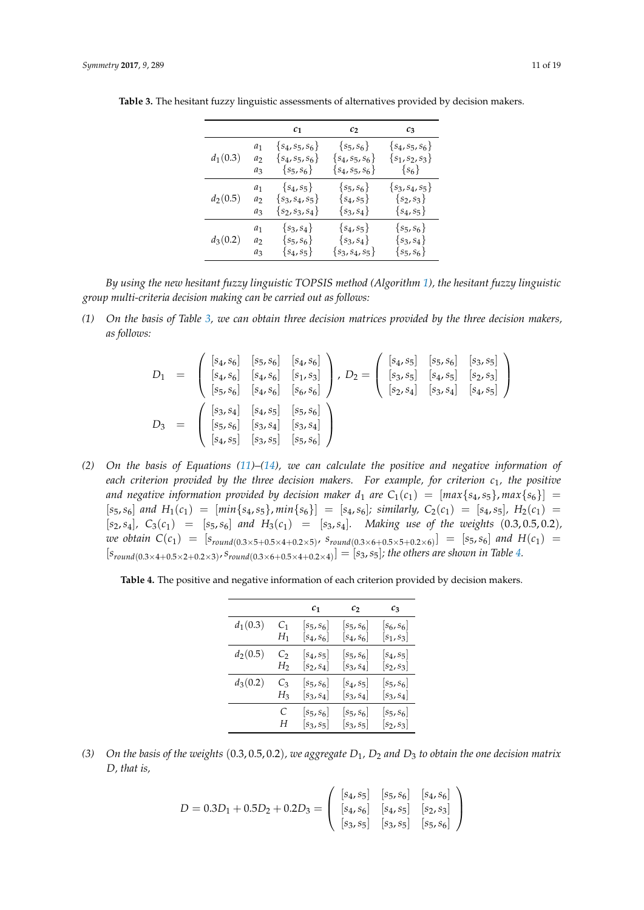**Table 3.** The hesitant fuzzy linguistic assessments of alternatives provided by decision makers.

| | | $c_1$ | $c_2$ | $c_3$ |
|---|---|---|---|---|
| $d_1(0.3)$ | $a_1$ | $\{s_4, s_5, s_6\}$ | $\{s_5, s_6\}$ | $\{s_4, s_5, s_6\}$ |
| | $a_2$ | $\{s_4, s_5, s_6\}$ | $\{s_4, s_5, s_6\}$ | $\{s_1, s_2, s_3\}$ |
| | $a_3$ | $\{s_5, s_6\}$ | $\{s_4, s_5, s_6\}$ | $\{s_6\}$ |
| $d_2(0.5)$ | $a_1$ | $\{s_4, s_5\}$ | $\{s_5, s_6\}$ | $\{s_3, s_4, s_5\}$ |
| | $a_2$ | $\{s_3, s_4, s_5\}$ | $\{s_4, s_5\}$ | $\{s_2, s_3\}$ |
| | $a_3$ | $\{s_2, s_3, s_4\}$ | $\{s_3, s_4\}$ | $\{s_4, s_5\}$ |
| $d_3(0.2)$ | $a_1$ | $\{s_3, s_4\}$ | $\{s_4, s_5\}$ | $\{s_5, s_6\}$ |
| | $a_2$ | $\{s_5, s_6\}$ | $\{s_3, s_4\}$ | $\{s_3, s_4\}$ |
| | $a_3$ | $\{s_4, s_5\}$ | $\{s_3, s_4, s_5\}$ | $\{s_5, s_6\}$ |

*By using the new hesitant fuzzy linguistic TOPSIS method (Algorithm 1), the hesitant fuzzy linguistic group multi-criteria decision making can be carried out as follows:*

*(1) On the basis of Table 3, we can obtain three decision matrices provided by the three decision makers, as follows:*

$$D_1 = \begin{pmatrix} [s_4, s_6] & [s_5, s_6] & [s_4, s_6] \\ [s_4, s_6] & [s_4, s_6] & [s_1, s_3] \\ [s_5, s_6] & [s_4, s_6] & [s_6, s_6] \end{pmatrix}, \; D_2 = \begin{pmatrix} [s_4, s_5] & [s_5, s_6] & [s_3, s_5] \\ [s_3, s_5] & [s_4, s_5] & [s_2, s_3] \\ [s_2, s_4] & [s_3, s_4] & [s_4, s_5] \end{pmatrix}$$

$$D_3 = \begin{pmatrix} [s_3, s_4] & [s_4, s_5] & [s_5, s_6] \\ [s_5, s_6] & [s_3, s_4] & [s_3, s_4] \\ [s_4, s_5] & [s_3, s_5] & [s_5, s_6] \end{pmatrix}$$

*(2) On the basis of Equations (11)–(14), we can calculate the positive and negative information of each criterion provided by the three decision makers. For example, for criterion $c_1$, the positive and negative information provided by decision maker $d_1$ are $C_1(c_1) = [max\{s_4, s_5\}, max\{s_6\}] = [s_5, s_6]$ and $H_1(c_1) = [min\{s_4, s_5\}, min\{s_6\}] = [s_4, s_6]$; similarly, $C_2(c_1) = [s_4, s_5]$, $H_2(c_1) = [s_2, s_4]$, $C_3(c_1) = [s_5, s_6]$ and $H_3(c_1) = [s_3, s_4]$. Making use of the weights $(0.3, 0.5, 0.2)$, we obtain $C(c_1) = [s_{round(0.3\times5+0.5\times4+0.2\times5)}, s_{round(0.3\times6+0.5\times5+0.2\times6)}] = [s_5, s_6]$ and $H(c_1) = [s_{round(0.3\times4+0.5\times2+0.2\times3)}, s_{round(0.3\times6+0.5\times4+0.2\times4)}] = [s_3, s_5]$; the others are shown in Table 4.*

**Table 4.** The positive and negative information of each criterion provided by decision makers.

| | | $c_1$ | $c_2$ | $c_3$ |
|---|---|---|---|---|
| $d_1(0.3)$ | $C_1$ | $[s_5, s_6]$ | $[s_5, s_6]$ | $[s_6, s_6]$ |
| | $H_1$ | $[s_4, s_6]$ | $[s_4, s_6]$ | $[s_1, s_3]$ |
| $d_2(0.5)$ | $C_2$ | $[s_4, s_5]$ | $[s_5, s_6]$ | $[s_4, s_5]$ |
| | $H_2$ | $[s_2, s_4]$ | $[s_3, s_4]$ | $[s_2, s_3]$ |
| $d_3(0.2)$ | $C_3$ | $[s_5, s_6]$ | $[s_4, s_5]$ | $[s_5, s_6]$ |
| | $H_3$ | $[s_3, s_4]$ | $[s_3, s_4]$ | $[s_3, s_4]$ |
| | $C$ | $[s_5, s_6]$ | $[s_5, s_6]$ | $[s_5, s_6]$ |
| | $H$ | $[s_3, s_5]$ | $[s_3, s_5]$ | $[s_2, s_3]$ |

*(3) On the basis of the weights $(0.3, 0.5, 0.2)$, we aggregate $D_1$, $D_2$ and $D_3$ to obtain the one decision matrix $D$, that is,*

$$D = 0.3D_1 + 0.5D_2 + 0.2D_3 = \begin{pmatrix} [s_4, s_5] & [s_5, s_6] & [s_4, s_6] \\ [s_4, s_6] & [s_4, s_5] & [s_2, s_3] \\ [s_3, s_5] & [s_3, s_5] & [s_5, s_6] \end{pmatrix}$$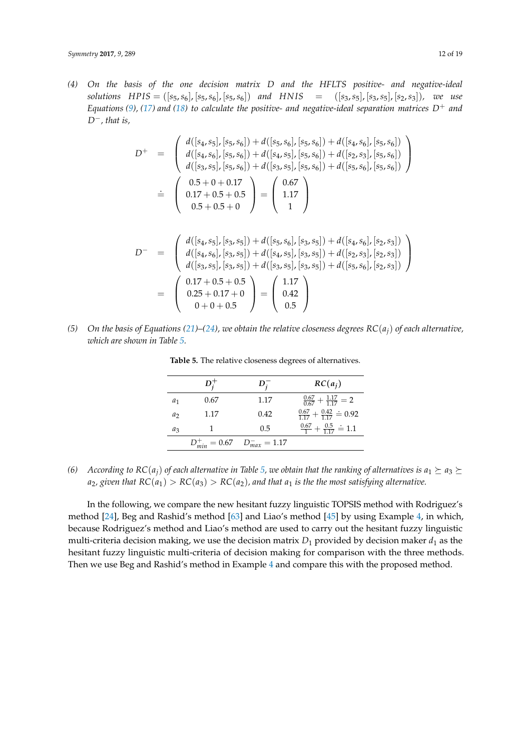(4) *On the basis of the one decision matrix $D$ and the HFLTS positive- and negative-ideal solutions $HPIS = ([s_5, s_6], [s_5, s_6], [s_5, s_6])$ and $HNIS = ([s_3, s_5], [s_3, s_5], [s_2, s_3])$, we use Equations (9), (17) and (18) to calculate the positive- and negative-ideal separation matrices $D^+$ and $D^-$, that is,*

$$
\begin{aligned}
D^+ &= \begin{pmatrix} d([s_4,s_5],[s_5,s_6]) + d([s_5,s_6],[s_5,s_6]) + d([s_4,s_6],[s_5,s_6]) \\ d([s_4,s_6],[s_5,s_6]) + d([s_4,s_5],[s_5,s_6]) + d([s_2,s_3],[s_5,s_6]) \\ d([s_3,s_5],[s_5,s_6]) + d([s_3,s_5],[s_5,s_6]) + d([s_5,s_6],[s_5,s_6]) \end{pmatrix} \\
&\doteq \begin{pmatrix} 0.5 + 0 + 0.17 \\ 0.17 + 0.5 + 0.5 \\ 0.5 + 0.5 + 0 \end{pmatrix} = \begin{pmatrix} 0.67 \\ 1.17 \\ 1 \end{pmatrix}
\end{aligned}
$$

$$
\begin{aligned}
D^- &= \begin{pmatrix} d([s_4,s_5],[s_3,s_5]) + d([s_5,s_6],[s_3,s_5]) + d([s_4,s_6],[s_2,s_3]) \\ d([s_4,s_6],[s_3,s_5]) + d([s_4,s_5],[s_3,s_5]) + d([s_2,s_3],[s_2,s_3]) \\ d([s_3,s_5],[s_3,s_5]) + d([s_3,s_5],[s_3,s_5]) + d([s_5,s_6],[s_2,s_3]) \end{pmatrix} \\
&= \begin{pmatrix} 0.17 + 0.5 + 0.5 \\ 0.25 + 0.17 + 0 \\ 0 + 0 + 0.5 \end{pmatrix} = \begin{pmatrix} 1.17 \\ 0.42 \\ 0.5 \end{pmatrix}
\end{aligned}
$$

(5) *On the basis of Equations (21)–(24), we obtain the relative closeness degrees $RC(a_j)$ of each alternative, which are shown in Table 5.*

**Table 5.** The relative closeness degrees of alternatives.

| | $D_j^+$ | $D_j^-$ | $RC(a_j)$ |
|---|---|---|---|
| $a_1$ | 0.67 | 1.17 | $\frac{0.67}{0.67} + \frac{1.17}{1.17} = 2$ |
| $a_2$ | 1.17 | 0.42 | $\frac{0.67}{1.17} + \frac{0.42}{1.17} \doteq 0.92$ |
| $a_3$ | 1 | 0.5 | $\frac{0.67}{1} + \frac{0.5}{1.17} \doteq 1.1$ |
| | $D_{min}^+ = 0.67$ | $D_{max}^- = 1.17$ | |

(6) *According to $RC(a_j)$ of each alternative in Table 5, we obtain that the ranking of alternatives is $a_1 \succeq a_3 \succeq a_2$, given that $RC(a_1) > RC(a_3) > RC(a_2)$, and that $a_1$ is the the most satisfying alternative.*

In the following, we compare the new hesitant fuzzy linguistic TOPSIS method with Rodriguez's method [24], Beg and Rashid's method [63] and Liao's method [45] by using Example 4, in which, because Rodriguez's method and Liao's method are used to carry out the hesitant fuzzy linguistic multi-criteria decision making, we use the decision matrix $D_1$ provided by decision maker $d_1$ as the hesitant fuzzy linguistic multi-criteria of decision making for comparison with the three methods. Then we use Beg and Rashid's method in Example 4 and compare this with the proposed method.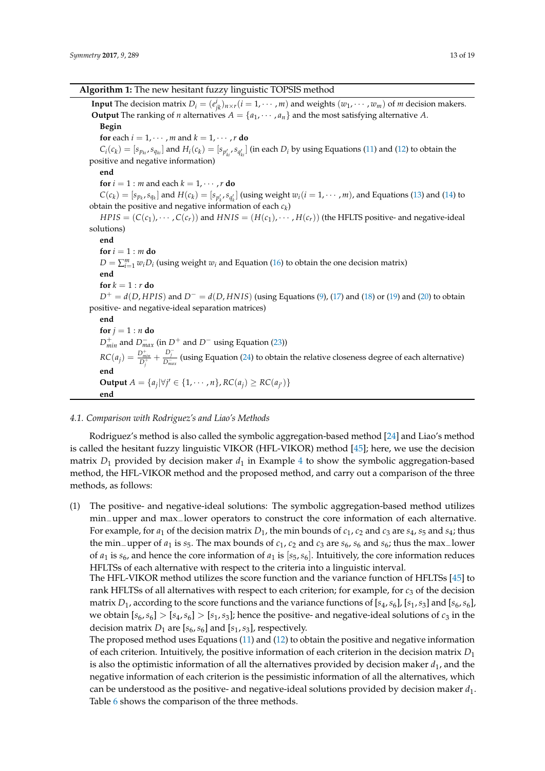**Algorithm 1:** The new hesitant fuzzy linguistic TOPSIS method

**Input** The decision matrix $D_i = (e^i_{jk})_{n\times r} (i = 1, \cdots, m)$ and weights $(w_1, \cdots, w_m)$ of $m$ decision makers.
**Output** The ranking of $n$ alternatives $A = \{a_1, \cdots, a_n\}$ and the most satisfying alternative $A$.

**Begin**

**for** each $i = 1, \cdots, m$ and $k = 1, \cdots, r$ **do**

$C_i(c_k) = [s_{p_{ki}}, s_{q_{ki}}]$ and $H_i(c_k) = [s_{p'_{ki}}, s_{q'_{ki}}]$ (in each $D_i$ by using Equations (11) and (12) to obtain the positive and negative information)

**end**

**for** $i = 1 : m$ and each $k = 1, \cdots, r$ **do**

$C(c_k) = [s_{p_k}, s_{q_k}]$ and $H(c_k) = [s_{p'_k}, s_{q'_k}]$ (using weight $w_i (i = 1, \cdots, m)$, and Equations (13) and (14) to obtain the positive and negative information of each $c_k$)

$HPIS = (C(c_1), \cdots, C(c_r))$ and $HNIS = (H(c_1), \cdots, H(c_r))$ (the HFLTS positive- and negative-ideal solutions)

**end**

**for** $i = 1 : m$ **do**

$D = \sum_{i=1}^{m} w_i D_i$ (using weight $w_i$ and Equation (16) to obtain the one decision matrix)

**end**

**for** $k = 1 : r$ **do**

$D^+ = d(D, HPIS)$ and $D^- = d(D, HNIS)$ (using Equations (9), (17) and (18) or (19) and (20) to obtain positive- and negative-ideal separation matrices)

**end**

**for** $j = 1 : n$ **do**

$D^+_{min}$ and $D^-_{max}$ (in $D^+$ and $D^-$ using Equation (23))

$RC(a_j) = \frac{D^+_{min}}{D^+_j} + \frac{D^-_j}{D^-_{max}}$ (using Equation (24) to obtain the relative closeness degree of each alternative)

**end**

**Output** $A = \{a_j | \forall j' \in \{1, \cdots, n\}, RC(a_j) \geq RC(a_{j'})\}$

**end**

### *4.1. Comparison with Rodriguez's and Liao's Methods*

Rodriguez's method is also called the symbolic aggregation-based method [24] and Liao's method is called the hesitant fuzzy linguistic VIKOR (HFL-VIKOR) method [45]; here, we use the decision matrix $D_1$ provided by decision maker $d_1$ in Example 4 to show the symbolic aggregation-based method, the HFL-VIKOR method and the proposed method, and carry out a comparison of the three methods, as follows:

(1) The positive- and negative-ideal solutions: The symbolic aggregation-based method utilizes min_upper and max_lower operators to construct the core information of each alternative. For example, for $a_1$ of the decision matrix $D_1$, the min bounds of $c_1$, $c_2$ and $c_3$ are $s_4$, $s_5$ and $s_4$; thus the min_upper of $a_1$ is $s_5$. The max bounds of $c_1$, $c_2$ and $c_3$ are $s_6$, $s_6$ and $s_6$; thus the max_lower of $a_1$ is $s_6$, and hence the core information of $a_1$ is $[s_5, s_6]$. Intuitively, the core information reduces HFLTSs of each alternative with respect to the criteria into a linguistic interval.
The HFL-VIKOR method utilizes the score function and the variance function of HFLTSs [45] to rank HFLTSs of all alternatives with respect to each criterion; for example, for $c_3$ of the decision matrix $D_1$, according to the score functions and the variance functions of $[s_4, s_6]$, $[s_1, s_3]$ and $[s_6, s_6]$, we obtain $[s_6, s_6] > [s_4, s_6] > [s_1, s_3]$; hence the positive- and negative-ideal solutions of $c_3$ in the decision matrix $D_1$ are $[s_6, s_6]$ and $[s_1, s_3]$, respectively.
The proposed method uses Equations (11) and (12) to obtain the positive and negative information of each criterion. Intuitively, the positive information of each criterion in the decision matrix $D_1$ is also the optimistic information of all the alternatives provided by decision maker $d_1$, and the negative information of each criterion is the pessimistic information of all the alternatives, which can be understood as the positive- and negative-ideal solutions provided by decision maker $d_1$. Table 6 shows the comparison of the three methods.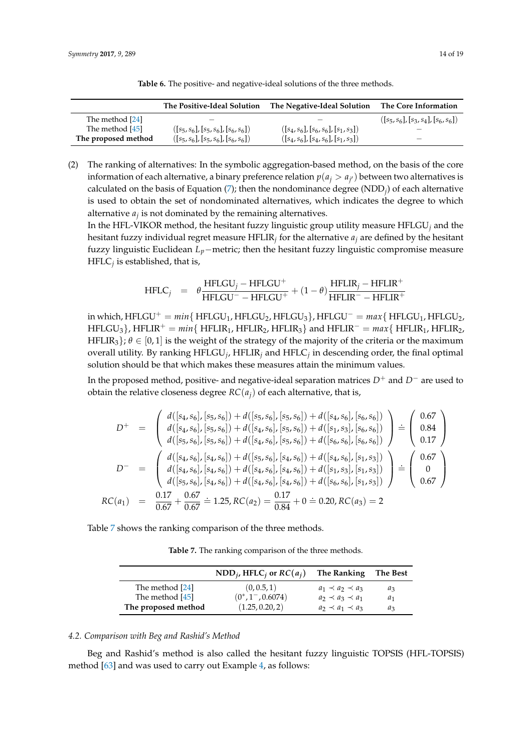**Table 6.** The positive- and negative-ideal solutions of the three methods.

| | The Positive-Ideal Solution | The Negative-Ideal Solution | The Core Information |
|---|---|---|---|
| The method [24] | – | – | $([s_5, s_6], [s_3, s_4], [s_6, s_6])$ |
| The method [45] | $([s_5, s_6], [s_5, s_6], [s_6, s_6])$ | $([s_4, s_6], [s_6, s_6], [s_1, s_3])$ | – |
| **The proposed method** | $([s_5, s_6], [s_5, s_6], [s_6, s_6])$ | $([s_4, s_6], [s_4, s_6], [s_1, s_3])$ | – |

(2) The ranking of alternatives: In the symbolic aggregation-based method, on the basis of the core information of each alternative, a binary preference relation $p(a_j > a_{j'})$ between two alternatives is calculated on the basis of Equation (7); then the nondominance degree ($\text{NDD}_j$) of each alternative is used to obtain the set of nondominated alternatives, which indicates the degree to which alternative $a_j$ is not dominated by the remaining alternatives.

In the HFL-VIKOR method, the hesitant fuzzy linguistic group utility measure $\text{HFLGU}_j$ and the hesitant fuzzy individual regret measure $\text{HFLIR}_j$ for the alternative $a_j$ are defined by the hesitant fuzzy linguistic Euclidean $L_p-$metric; then the hesitant fuzzy linguistic compromise measure $\text{HFLC}_j$ is established, that is,

$$\text{HFLC}_j = \theta \frac{\text{HFLGU}_j - \text{HFLGU}^+}{\text{HFLGU}^- - \text{HFLGU}^+} + (1-\theta) \frac{\text{HFLIR}_j - \text{HFLIR}^+}{\text{HFLIR}^- - \text{HFLIR}^+}$$

in which, $\text{HFLGU}^+ = min\{\text{HFLGU}_1, \text{HFLGU}_2, \text{HFLGU}_3\}$, $\text{HFLGU}^- = max\{\text{HFLGU}_1, \text{HFLGU}_2, \text{HFLGU}_3\}$, $\text{HFLIR}^+ = min\{\text{HFLIR}_1, \text{HFLIR}_2, \text{HFLIR}_3\}$ and $\text{HFLIR}^- = max\{\text{HFLIR}_1, \text{HFLIR}_2, \text{HFLIR}_3\}$; $\theta \in [0,1]$ is the weight of the strategy of the majority of the criteria or the maximum overall utility. By ranking $\text{HFLGU}_j$, $\text{HFLIR}_j$ and $\text{HFLC}_j$ in descending order, the final optimal solution should be that which makes these measures attain the minimum values.

In the proposed method, positive- and negative-ideal separation matrices $D^+$ and $D^-$ are used to obtain the relative closeness degree $RC(a_j)$ of each alternative, that is,

$$D^+ = \begin{pmatrix} d([s_4, s_6], [s_5, s_6]) + d([s_5, s_6], [s_5, s_6]) + d([s_4, s_6], [s_6, s_6]) \\ d([s_4, s_6], [s_5, s_6]) + d([s_4, s_6], [s_5, s_6]) + d([s_1, s_3], [s_6, s_6]) \\ d([s_5, s_6], [s_5, s_6]) + d([s_4, s_6], [s_5, s_6]) + d([s_6, s_6], [s_6, s_6]) \end{pmatrix} \doteq \begin{pmatrix} 0.67 \\ 0.84 \\ 0.17 \end{pmatrix}$$

$$D^- = \begin{pmatrix} d([s_4, s_6], [s_4, s_6]) + d([s_5, s_6], [s_4, s_6]) + d([s_4, s_6], [s_1, s_3]) \\ d([s_4, s_6], [s_4, s_6]) + d([s_4, s_6], [s_4, s_6]) + d([s_1, s_3], [s_1, s_3]) \\ d([s_5, s_6], [s_4, s_6]) + d([s_4, s_6], [s_4, s_6]) + d([s_6, s_6], [s_1, s_3]) \end{pmatrix} \doteq \begin{pmatrix} 0.67 \\ 0 \\ 0.67 \end{pmatrix}$$

$$RC(a_1) = \frac{0.17}{0.67} + \frac{0.67}{0.67} \doteq 1.25, RC(a_2) = \frac{0.17}{0.84} + 0 \doteq 0.20, RC(a_3) = 2$$

Table 7 shows the ranking comparison of the three methods.

**Table 7.** The ranking comparison of the three methods.

| | $\text{NDD}_j$, $\text{HFLC}_j$ or $RC(a_j)$ | The Ranking | The Best |
|---|---|---|---|
| The method [24] | $(0, 0.5, 1)$ | $a_1 \prec a_2 \prec a_3$ | $a_3$ |
| The method [45] | $(0^*, 1^-, 0.6074)$ | $a_2 \prec a_3 \prec a_1$ | $a_1$ |
| **The proposed method** | $(1.25, 0.20, 2)$ | $a_2 \prec a_1 \prec a_3$ | $a_3$ |

### *4.2. Comparison with Beg and Rashid's Method*

Beg and Rashid's method is also called the hesitant fuzzy linguistic TOPSIS (HFL-TOPSIS) method [63] and was used to carry out Example 4, as follows: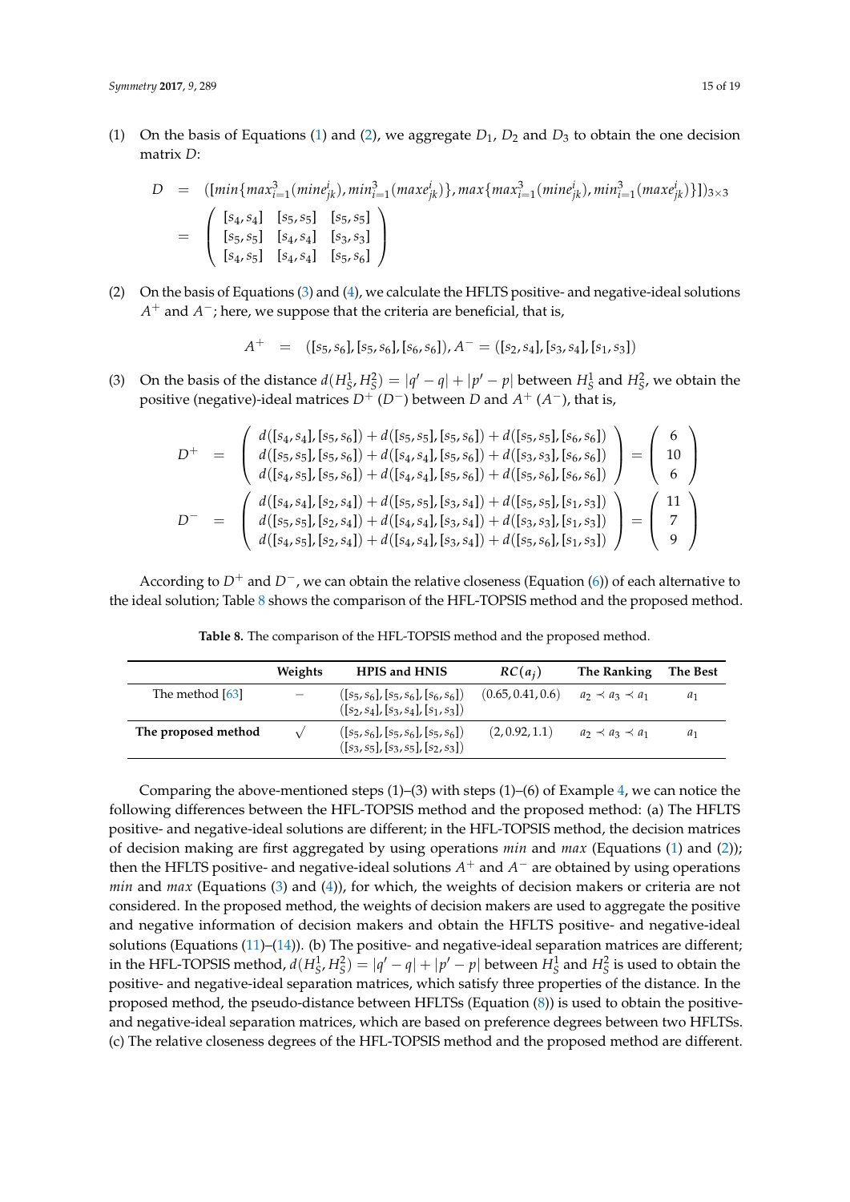(1) On the basis of Equations (1) and (2), we aggregate $D_1$, $D_2$ and $D_3$ to obtain the one decision matrix $D$:

$$
\begin{aligned}
D &= ([min\{max_{i=1}^{3}(mine_{jk}^{i}), min_{i=1}^{3}(maxe_{jk}^{i})\}, max\{max_{i=1}^{3}(mine_{jk}^{i}), min_{i=1}^{3}(maxe_{jk}^{i})\}])_{3\times 3} \\
&= \begin{pmatrix} [s_4, s_4] & [s_5, s_5] & [s_5, s_5] \\ [s_5, s_5] & [s_4, s_4] & [s_3, s_3] \\ [s_4, s_5] & [s_4, s_4] & [s_5, s_6] \end{pmatrix}
\end{aligned}
$$

(2) On the basis of Equations (3) and (4), we calculate the HFLTS positive- and negative-ideal solutions $A^+$ and $A^-$; here, we suppose that the criteria are beneficial, that is,

$$
A^+ = ([s_5, s_6], [s_5, s_6], [s_6, s_6]), A^- = ([s_2, s_4], [s_3, s_4], [s_1, s_3])
$$

(3) On the basis of the distance $d(H_S^1, H_S^2) = |q' - q| + |p' - p|$ between $H_S^1$ and $H_S^2$, we obtain the positive (negative)-ideal matrices $D^+$ ($D^-$) between $D$ and $A^+$ ($A^-$), that is,

$$
\begin{aligned}
D^+ &= \begin{pmatrix} d([s_4, s_4], [s_5, s_6]) + d([s_5, s_5], [s_5, s_6]) + d([s_5, s_5], [s_6, s_6]) \\ d([s_5, s_5], [s_5, s_6]) + d([s_4, s_4], [s_5, s_6]) + d([s_3, s_3], [s_6, s_6]) \\ d([s_4, s_5], [s_5, s_6]) + d([s_4, s_4], [s_5, s_6]) + d([s_5, s_6], [s_6, s_6]) \end{pmatrix} = \begin{pmatrix} 6 \\ 10 \\ 6 \end{pmatrix} \\
D^- &= \begin{pmatrix} d([s_4, s_4], [s_2, s_4]) + d([s_5, s_5], [s_3, s_4]) + d([s_5, s_5], [s_1, s_3]) \\ d([s_5, s_5], [s_2, s_4]) + d([s_4, s_4], [s_3, s_4]) + d([s_3, s_3], [s_1, s_3]) \\ d([s_4, s_5], [s_2, s_4]) + d([s_4, s_4], [s_3, s_4]) + d([s_5, s_6], [s_1, s_3]) \end{pmatrix} = \begin{pmatrix} 11 \\ 7 \\ 9 \end{pmatrix}
\end{aligned}
$$

According to $D^+$ and $D^-$, we can obtain the relative closeness (Equation (6)) of each alternative to the ideal solution; Table 8 shows the comparison of the HFL-TOPSIS method and the proposed method.

**Table 8.** The comparison of the HFL-TOPSIS method and the proposed method.

| | Weights | HPIS and HNIS | $RC(a_j)$ | The Ranking | The Best |
|---|---|---|---|---|---|
| The method [63] | – | $([s_5, s_6], [s_5, s_6], [s_6, s_6])$ $([s_2, s_4], [s_3, s_4], [s_1, s_3])$ | $(0.65, 0.41, 0.6)$ | $a_2 \prec a_3 \prec a_1$ | $a_1$ |
| **The proposed method** | √ | $([s_5, s_6], [s_5, s_6], [s_5, s_6])$ $([s_3, s_5], [s_3, s_5], [s_2, s_3])$ | $(2, 0.92, 1.1)$ | $a_2 \prec a_3 \prec a_1$ | $a_1$ |

Comparing the above-mentioned steps (1)–(3) with steps (1)–(6) of Example 4, we can notice the following differences between the HFL-TOPSIS method and the proposed method: (a) The HFLTS positive- and negative-ideal solutions are different; in the HFL-TOPSIS method, the decision matrices of decision making are first aggregated by using operations *min* and *max* (Equations (1) and (2)); then the HFLTS positive- and negative-ideal solutions $A^+$ and $A^-$ are obtained by using operations *min* and *max* (Equations (3) and (4)), for which, the weights of decision makers or criteria are not considered. In the proposed method, the weights of decision makers are used to aggregate the positive and negative information of decision makers and obtain the HFLTS positive- and negative-ideal solutions (Equations (11)–(14)). (b) The positive- and negative-ideal separation matrices are different; in the HFL-TOPSIS method, $d(H_S^1, H_S^2) = |q' - q| + |p' - p|$ between $H_S^1$ and $H_S^2$ is used to obtain the positive- and negative-ideal separation matrices, which satisfy three properties of the distance. In the proposed method, the pseudo-distance between HFLTSs (Equation (8)) is used to obtain the positive- and negative-ideal separation matrices, which are based on preference degrees between two HFLTSs. (c) The relative closeness degrees of the HFL-TOPSIS method and the proposed method are different.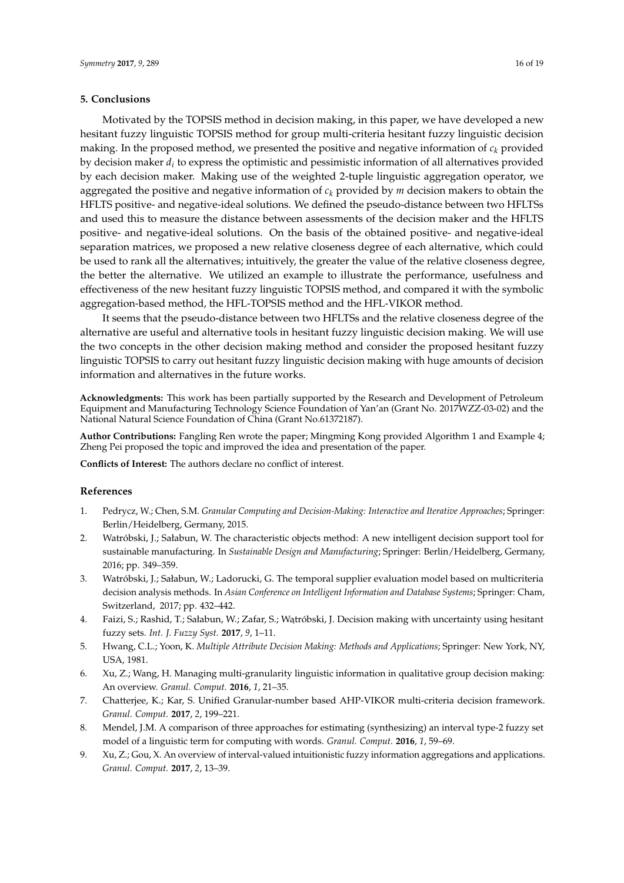## 5. Conclusions

Motivated by the TOPSIS method in decision making, in this paper, we have developed a new hesitant fuzzy linguistic TOPSIS method for group multi-criteria hesitant fuzzy linguistic decision making. In the proposed method, we presented the positive and negative information of $c_k$ provided by decision maker $d_i$ to express the optimistic and pessimistic information of all alternatives provided by each decision maker. Making use of the weighted 2-tuple linguistic aggregation operator, we aggregated the positive and negative information of $c_k$ provided by $m$ decision makers to obtain the HFLTS positive- and negative-ideal solutions. We defined the pseudo-distance between two HFLTSs and used this to measure the distance between assessments of the decision maker and the HFLTS positive- and negative-ideal solutions. On the basis of the obtained positive- and negative-ideal separation matrices, we proposed a new relative closeness degree of each alternative, which could be used to rank all the alternatives; intuitively, the greater the value of the relative closeness degree, the better the alternative. We utilized an example to illustrate the performance, usefulness and effectiveness of the new hesitant fuzzy linguistic TOPSIS method, and compared it with the symbolic aggregation-based method, the HFL-TOPSIS method and the HFL-VIKOR method.

It seems that the pseudo-distance between two HFLTSs and the relative closeness degree of the alternative are useful and alternative tools in hesitant fuzzy linguistic decision making. We will use the two concepts in the other decision making method and consider the proposed hesitant fuzzy linguistic TOPSIS to carry out hesitant fuzzy linguistic decision making with huge amounts of decision information and alternatives in the future works.

**Acknowledgments:** This work has been partially supported by the Research and Development of Petroleum Equipment and Manufacturing Technology Science Foundation of Yan'an (Grant No. 2017WZZ-03-02) and the National Natural Science Foundation of China (Grant No.61372187).

**Author Contributions:** Fangling Ren wrote the paper; Mingming Kong provided Algorithm 1 and Example 4; Zheng Pei proposed the topic and improved the idea and presentation of the paper.

**Conflicts of Interest:** The authors declare no conflict of interest.

## References

1. Pedrycz, W.; Chen, S.M. *Granular Computing and Decision-Making: Interactive and Iterative Approaches*; Springer: Berlin/Heidelberg, Germany, 2015.
2. Watróbski, J.; Sałabun, W. The characteristic objects method: A new intelligent decision support tool for sustainable manufacturing. In *Sustainable Design and Manufacturing*; Springer: Berlin/Heidelberg, Germany, 2016; pp. 349–359.
3. Watróbski, J.; Sałabun, W.; Ladorucki, G. The temporal supplier evaluation model based on multicriteria decision analysis methods. In *Asian Conference on Intelligent Information and Database Systems*; Springer: Cham, Switzerland, 2017; pp. 432–442.
4. Faizi, S.; Rashid, T.; Sałabun, W.; Zafar, S.; Wątróbski, J. Decision making with uncertainty using hesitant fuzzy sets. *Int. J. Fuzzy Syst.* **2017**, *9*, 1–11.
5. Hwang, C.L.; Yoon, K. *Multiple Attribute Decision Making: Methods and Applications*; Springer: New York, NY, USA, 1981.
6. Xu, Z.; Wang, H. Managing multi-granularity linguistic information in qualitative group decision making: An overview. *Granul. Comput.* **2016**, *1*, 21–35.
7. Chatterjee, K.; Kar, S. Unified Granular-number based AHP-VIKOR multi-criteria decision framework. *Granul. Comput.* **2017**, *2*, 199–221.
8. Mendel, J.M. A comparison of three approaches for estimating (synthesizing) an interval type-2 fuzzy set model of a linguistic term for computing with words. *Granul. Comput.* **2016**, *1*, 59–69.
9. Xu, Z.; Gou, X. An overview of interval-valued intuitionistic fuzzy information aggregations and applications. *Granul. Comput.* **2017**, *2*, 13–39.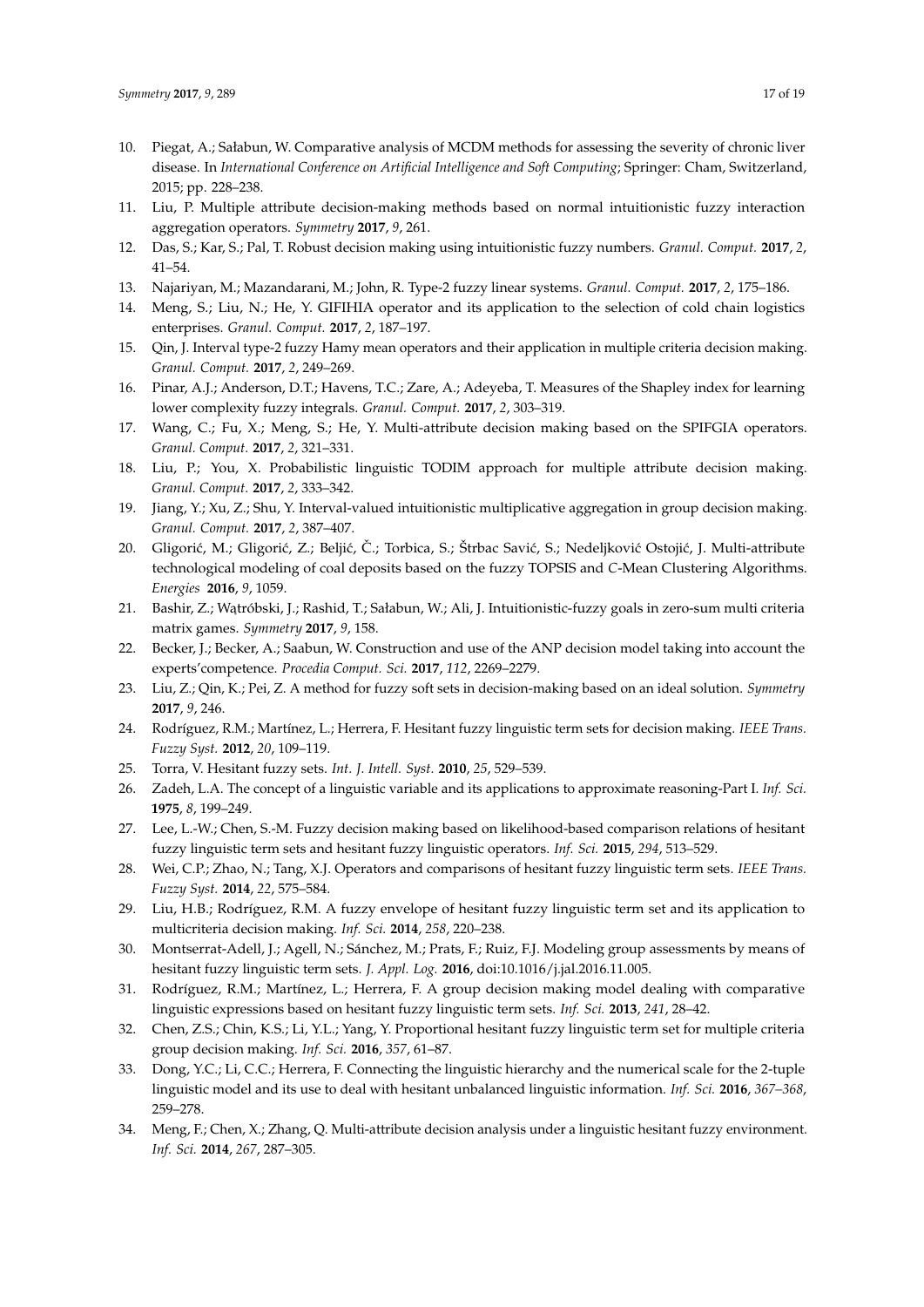10. Piegat, A.; Sałabun, W. Comparative analysis of MCDM methods for assessing the severity of chronic liver disease. In *International Conference on Artificial Intelligence and Soft Computing*; Springer: Cham, Switzerland, 2015; pp. 228–238.
11. Liu, P. Multiple attribute decision-making methods based on normal intuitionistic fuzzy interaction aggregation operators. *Symmetry* **2017**, *9*, 261.
12. Das, S.; Kar, S.; Pal, T. Robust decision making using intuitionistic fuzzy numbers. *Granul. Comput.* **2017**, *2*, 41–54.
13. Najariyan, M.; Mazandarani, M.; John, R. Type-2 fuzzy linear systems. *Granul. Comput.* **2017**, *2*, 175–186.
14. Meng, S.; Liu, N.; He, Y. GIFIHIA operator and its application to the selection of cold chain logistics enterprises. *Granul. Comput.* **2017**, *2*, 187–197.
15. Qin, J. Interval type-2 fuzzy Hamy mean operators and their application in multiple criteria decision making. *Granul. Comput.* **2017**, *2*, 249–269.
16. Pinar, A.J.; Anderson, D.T.; Havens, T.C.; Zare, A.; Adeyeba, T. Measures of the Shapley index for learning lower complexity fuzzy integrals. *Granul. Comput.* **2017**, *2*, 303–319.
17. Wang, C.; Fu, X.; Meng, S.; He, Y. Multi-attribute decision making based on the SPIFGIA operators. *Granul. Comput.* **2017**, *2*, 321–331.
18. Liu, P.; You, X. Probabilistic linguistic TODIM approach for multiple attribute decision making. *Granul. Comput.* **2017**, *2*, 333–342.
19. Jiang, Y.; Xu, Z.; Shu, Y. Interval-valued intuitionistic multiplicative aggregation in group decision making. *Granul. Comput.* **2017**, *2*, 387–407.
20. Gligorić, M.; Gligorić, Z.; Beljić, Č.; Torbica, S.; Štrbac Savić, S.; Nedeljković Ostojić, J. Multi-attribute technological modeling of coal deposits based on the fuzzy TOPSIS and *C*-Mean Clustering Algorithms. *Energies* **2016**, *9*, 1059.
21. Bashir, Z.; Wątróbski, J.; Rashid, T.; Sałabun, W.; Ali, J. Intuitionistic-fuzzy goals in zero-sum multi criteria matrix games. *Symmetry* **2017**, *9*, 158.
22. Becker, J.; Becker, A.; Saabun, W. Construction and use of the ANP decision model taking into account the experts'competence. *Procedia Comput. Sci.* **2017**, *112*, 2269–2279.
23. Liu, Z.; Qin, K.; Pei, Z. A method for fuzzy soft sets in decision-making based on an ideal solution. *Symmetry* **2017**, *9*, 246.
24. Rodríguez, R.M.; Martínez, L.; Herrera, F. Hesitant fuzzy linguistic term sets for decision making. *IEEE Trans. Fuzzy Syst.* **2012**, *20*, 109–119.
25. Torra, V. Hesitant fuzzy sets. *Int. J. Intell. Syst.* **2010**, *25*, 529–539.
26. Zadeh, L.A. The concept of a linguistic variable and its applications to approximate reasoning-Part I. *Inf. Sci.* **1975**, *8*, 199–249.
27. Lee, L.-W.; Chen, S.-M. Fuzzy decision making based on likelihood-based comparison relations of hesitant fuzzy linguistic term sets and hesitant fuzzy linguistic operators. *Inf. Sci.* **2015**, *294*, 513–529.
28. Wei, C.P.; Zhao, N.; Tang, X.J. Operators and comparisons of hesitant fuzzy linguistic term sets. *IEEE Trans. Fuzzy Syst.* **2014**, *22*, 575–584.
29. Liu, H.B.; Rodríguez, R.M. A fuzzy envelope of hesitant fuzzy linguistic term set and its application to multicriteria decision making. *Inf. Sci.* **2014**, *258*, 220–238.
30. Montserrat-Adell, J.; Agell, N.; Sánchez, M.; Prats, F.; Ruiz, F.J. Modeling group assessments by means of hesitant fuzzy linguistic term sets. *J. Appl. Log.* **2016**, doi:10.1016/j.jal.2016.11.005.
31. Rodríguez, R.M.; Martínez, L.; Herrera, F. A group decision making model dealing with comparative linguistic expressions based on hesitant fuzzy linguistic term sets. *Inf. Sci.* **2013**, *241*, 28–42.
32. Chen, Z.S.; Chin, K.S.; Li, Y.L.; Yang, Y. Proportional hesitant fuzzy linguistic term set for multiple criteria group decision making. *Inf. Sci.* **2016**, *357*, 61–87.
33. Dong, Y.C.; Li, C.C.; Herrera, F. Connecting the linguistic hierarchy and the numerical scale for the 2-tuple linguistic model and its use to deal with hesitant unbalanced linguistic information. *Inf. Sci.* **2016**, *367–368*, 259–278.
34. Meng, F.; Chen, X.; Zhang, Q. Multi-attribute decision analysis under a linguistic hesitant fuzzy environment. *Inf. Sci.* **2014**, *267*, 287–305.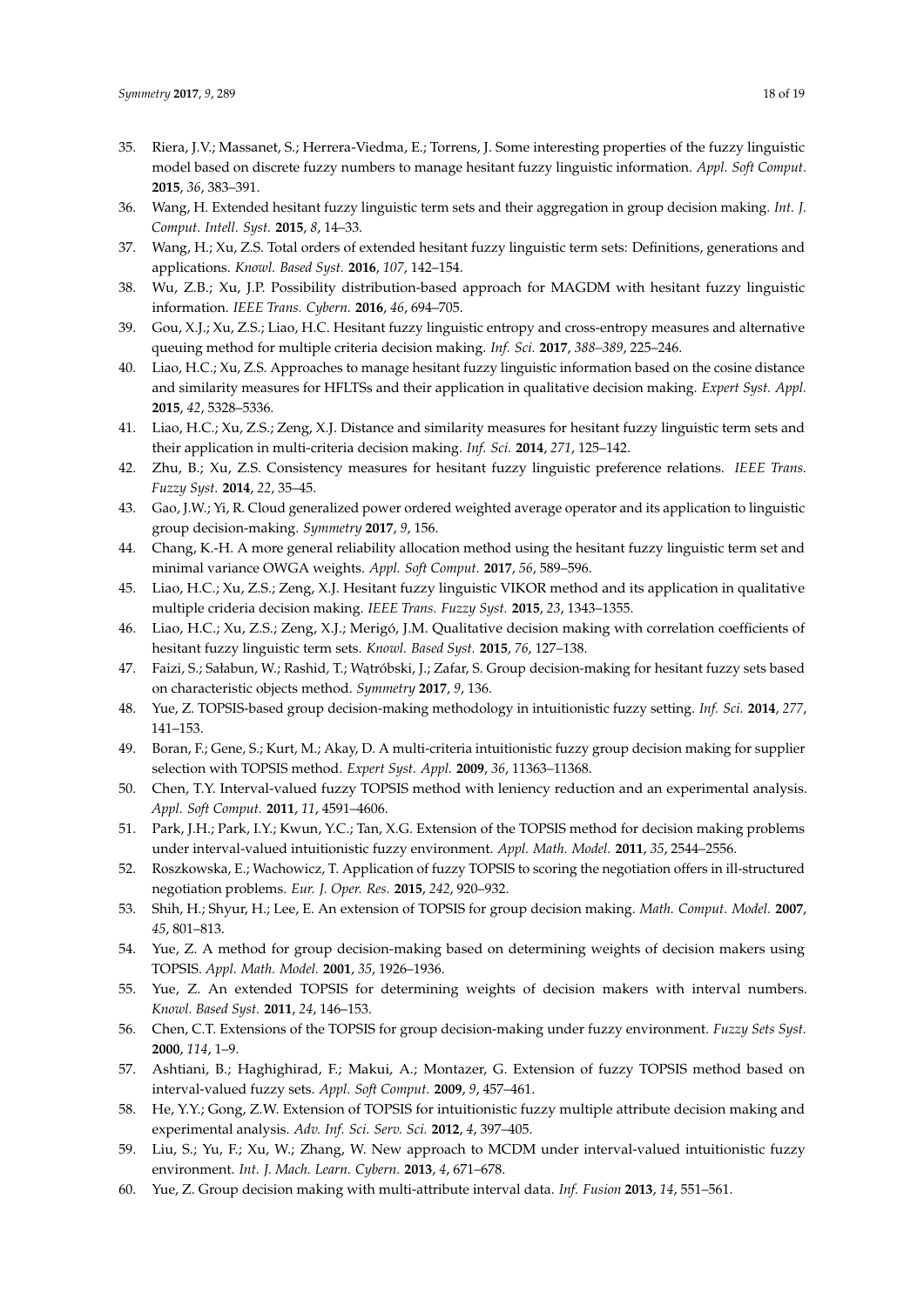35. Riera, J.V.; Massanet, S.; Herrera-Viedma, E.; Torrens, J. Some interesting properties of the fuzzy linguistic model based on discrete fuzzy numbers to manage hesitant fuzzy linguistic information. *Appl. Soft Comput.* **2015**, *36*, 383–391.
36. Wang, H. Extended hesitant fuzzy linguistic term sets and their aggregation in group decision making. *Int. J. Comput. Intell. Syst.* **2015**, *8*, 14–33.
37. Wang, H.; Xu, Z.S. Total orders of extended hesitant fuzzy linguistic term sets: Definitions, generations and applications. *Knowl. Based Syst.* **2016**, *107*, 142–154.
38. Wu, Z.B.; Xu, J.P. Possibility distribution-based approach for MAGDM with hesitant fuzzy linguistic information. *IEEE Trans. Cybern.* **2016**, *46*, 694–705.
39. Gou, X.J.; Xu, Z.S.; Liao, H.C. Hesitant fuzzy linguistic entropy and cross-entropy measures and alternative queuing method for multiple criteria decision making. *Inf. Sci.* **2017**, *388–389*, 225–246.
40. Liao, H.C.; Xu, Z.S. Approaches to manage hesitant fuzzy linguistic information based on the cosine distance and similarity measures for HFLTSs and their application in qualitative decision making. *Expert Syst. Appl.* **2015**, *42*, 5328–5336.
41. Liao, H.C.; Xu, Z.S.; Zeng, X.J. Distance and similarity measures for hesitant fuzzy linguistic term sets and their application in multi-criteria decision making. *Inf. Sci.* **2014**, *271*, 125–142.
42. Zhu, B.; Xu, Z.S. Consistency measures for hesitant fuzzy linguistic preference relations. *IEEE Trans. Fuzzy Syst.* **2014**, *22*, 35–45.
43. Gao, J.W.; Yi, R. Cloud generalized power ordered weighted average operator and its application to linguistic group decision-making. *Symmetry* **2017**, *9*, 156.
44. Chang, K.-H. A more general reliability allocation method using the hesitant fuzzy linguistic term set and minimal variance OWGA weights. *Appl. Soft Comput.* **2017**, *56*, 589–596.
45. Liao, H.C.; Xu, Z.S.; Zeng, X.J. Hesitant fuzzy linguistic VIKOR method and its application in qualitative multiple crideria decision making. *IEEE Trans. Fuzzy Syst.* **2015**, *23*, 1343–1355.
46. Liao, H.C.; Xu, Z.S.; Zeng, X.J.; Merigó, J.M. Qualitative decision making with correlation coefficients of hesitant fuzzy linguistic term sets. *Knowl. Based Syst.* **2015**, *76*, 127–138.
47. Faizi, S.; Sałabun, W.; Rashid, T.; Wątróbski, J.; Zafar, S. Group decision-making for hesitant fuzzy sets based on characteristic objects method. *Symmetry* **2017**, *9*, 136.
48. Yue, Z. TOPSIS-based group decision-making methodology in intuitionistic fuzzy setting. *Inf. Sci.* **2014**, *277*, 141–153.
49. Boran, F.; Gene, S.; Kurt, M.; Akay, D. A multi-criteria intuitionistic fuzzy group decision making for supplier selection with TOPSIS method. *Expert Syst. Appl.* **2009**, *36*, 11363–11368.
50. Chen, T.Y. Interval-valued fuzzy TOPSIS method with leniency reduction and an experimental analysis. *Appl. Soft Comput.* **2011**, *11*, 4591–4606.
51. Park, J.H.; Park, I.Y.; Kwun, Y.C.; Tan, X.G. Extension of the TOPSIS method for decision making problems under interval-valued intuitionistic fuzzy environment. *Appl. Math. Model.* **2011**, *35*, 2544–2556.
52. Roszkowska, E.; Wachowicz, T. Application of fuzzy TOPSIS to scoring the negotiation offers in ill-structured negotiation problems. *Eur. J. Oper. Res.* **2015**, *242*, 920–932.
53. Shih, H.; Shyur, H.; Lee, E. An extension of TOPSIS for group decision making. *Math. Comput. Model.* **2007**, *45*, 801–813.
54. Yue, Z. A method for group decision-making based on determining weights of decision makers using TOPSIS. *Appl. Math. Model.* **2001**, *35*, 1926–1936.
55. Yue, Z. An extended TOPSIS for determining weights of decision makers with interval numbers. *Knowl. Based Syst.* **2011**, *24*, 146–153.
56. Chen, C.T. Extensions of the TOPSIS for group decision-making under fuzzy environment. *Fuzzy Sets Syst.* **2000**, *114*, 1–9.
57. Ashtiani, B.; Haghighirad, F.; Makui, A.; Montazer, G. Extension of fuzzy TOPSIS method based on interval-valued fuzzy sets. *Appl. Soft Comput.* **2009**, *9*, 457–461.
58. He, Y.Y.; Gong, Z.W. Extension of TOPSIS for intuitionistic fuzzy multiple attribute decision making and experimental analysis. *Adv. Inf. Sci. Serv. Sci.* **2012**, *4*, 397–405.
59. Liu, S.; Yu, F.; Xu, W.; Zhang, W. New approach to MCDM under interval-valued intuitionistic fuzzy environment. *Int. J. Mach. Learn. Cybern.* **2013**, *4*, 671–678.
60. Yue, Z. Group decision making with multi-attribute interval data. *Inf. Fusion* **2013**, *14*, 551–561.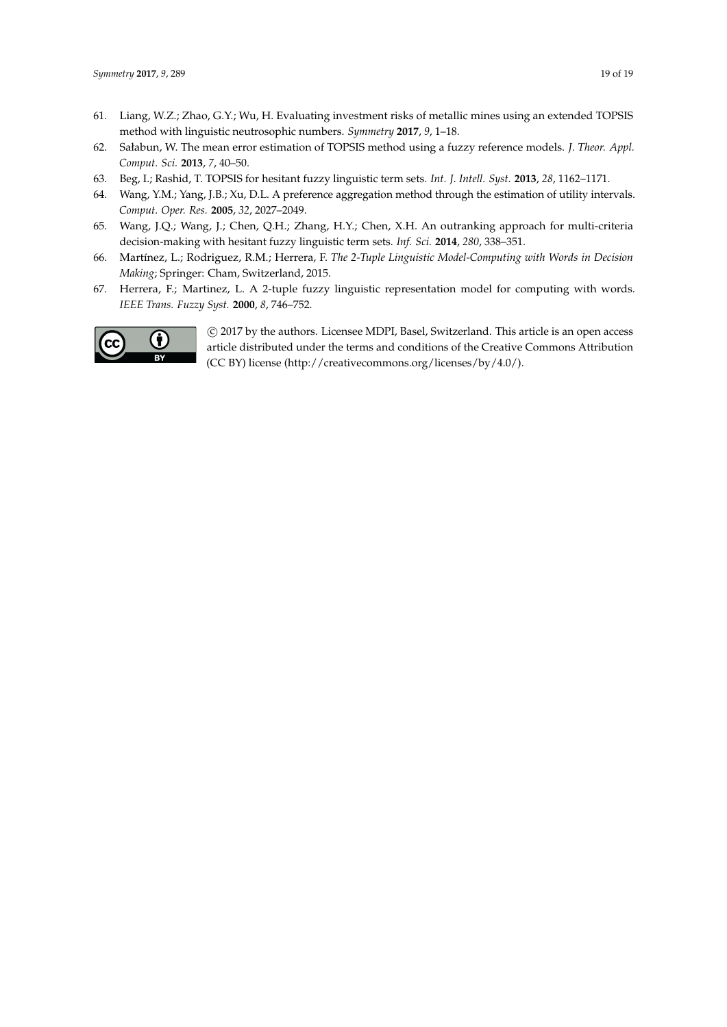61. Liang, W.Z.; Zhao, G.Y.; Wu, H. Evaluating investment risks of metallic mines using an extended TOPSIS method with linguistic neutrosophic numbers. *Symmetry* **2017**, *9*, 1–18.
62. Sałabun, W. The mean error estimation of TOPSIS method using a fuzzy reference models. *J. Theor. Appl. Comput. Sci.* **2013**, *7*, 40–50.
63. Beg, I.; Rashid, T. TOPSIS for hesitant fuzzy linguistic term sets. *Int. J. Intell. Syst.* **2013**, *28*, 1162–1171.
64. Wang, Y.M.; Yang, J.B.; Xu, D.L. A preference aggregation method through the estimation of utility intervals. *Comput. Oper. Res.* **2005**, *32*, 2027–2049.
65. Wang, J.Q.; Wang, J.; Chen, Q.H.; Zhang, H.Y.; Chen, X.H. An outranking approach for multi-criteria decision-making with hesitant fuzzy linguistic term sets. *Inf. Sci.* **2014**, *280*, 338–351.
66. Martínez, L.; Rodriguez, R.M.; Herrera, F. *The 2-Tuple Linguistic Model-Computing with Words in Decision Making*; Springer: Cham, Switzerland, 2015.
67. Herrera, F.; Martinez, L. A 2-tuple fuzzy linguistic representation model for computing with words. *IEEE Trans. Fuzzy Syst.* **2000**, *8*, 746–752.

© 2017 by the authors. Licensee MDPI, Basel, Switzerland. This article is an open access article distributed under the terms and conditions of the Creative Commons Attribution (CC BY) license (http://creativecommons.org/licenses/by/4.0/).